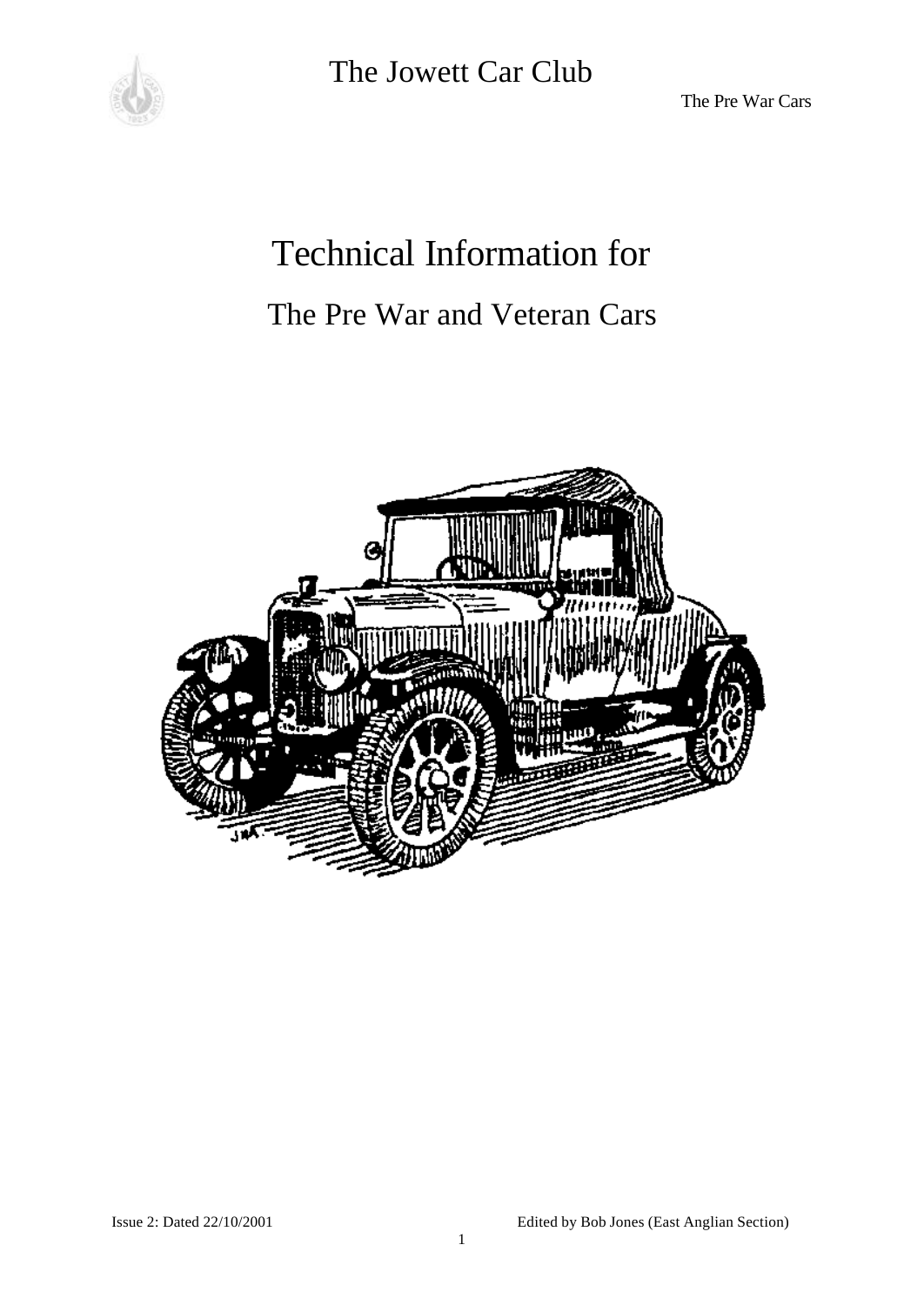The Jowett Car Club

The Pre War Cars

# Technical Information for

## The Pre War and Veteran Cars

Issue 2: Dated 22/10/2001

Edited by Bob Jones (East Anglian Section)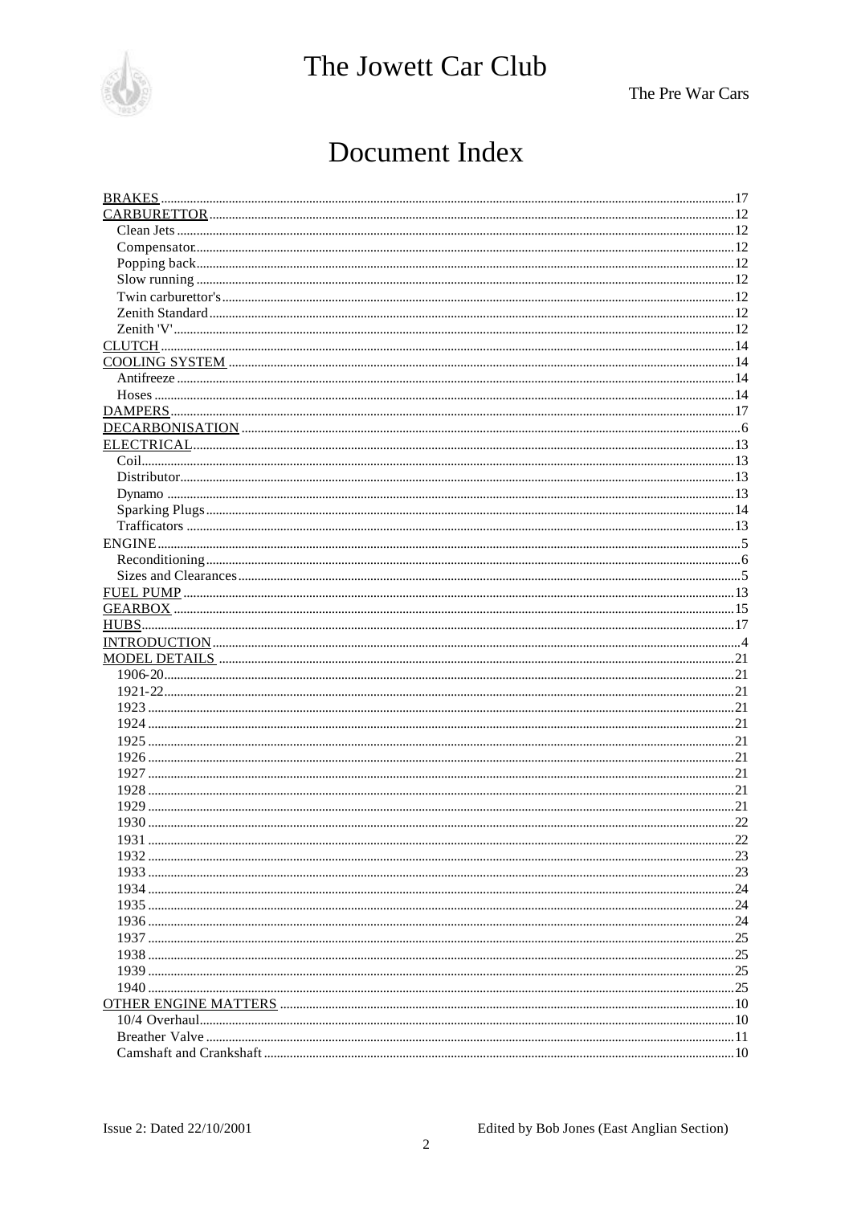# Document Index

- BRAKES ..... 17
- CARBURETTOR ..... 12
  - Clean Jets ..... 12
  - Compensator ..... 12
  - Popping back ..... 12
  - Slow running ..... 12
  - Twin carburettor's ..... 12
  - Zenith Standard ..... 12
  - Zenith 'V' ..... 12
- CLUTCH ..... 14
- COOLING SYSTEM ..... 14
  - Antifreeze ..... 14
  - Hoses ..... 14
- DAMPERS ..... 17
- DECARBONISATION ..... 6
- ELECTRICAL ..... 13
  - Coil ..... 13
  - Distributor ..... 13
  - Dynamo ..... 13
  - Sparking Plugs ..... 14
  - Trafficators ..... 13
- ENGINE ..... 5
  - Reconditioning ..... 6
  - Sizes and Clearances ..... 5
- FUEL PUMP ..... 13
- GEARBOX ..... 15
- HUBS ..... 17
- INTRODUCTION ..... 4
- MODEL DETAILS ..... 21
  - 1906-20 ..... 21
  - 1921-22 ..... 21
  - 1923 ..... 21
  - 1924 ..... 21
  - 1925 ..... 21
  - 1926 ..... 21
  - 1927 ..... 21
  - 1928 ..... 21
  - 1929 ..... 21
  - 1930 ..... 22
  - 1931 ..... 22
  - 1932 ..... 23
  - 1933 ..... 23
  - 1934 ..... 24
  - 1935 ..... 24
  - 1936 ..... 24
  - 1937 ..... 25
  - 1938 ..... 25
  - 1939 ..... 25
  - 1940 ..... 25
- OTHER ENGINE MATTERS ..... 10
  - 10/4 Overhaul ..... 10
  - Breather Valve ..... 11
  - Camshaft and Crankshaft ..... 10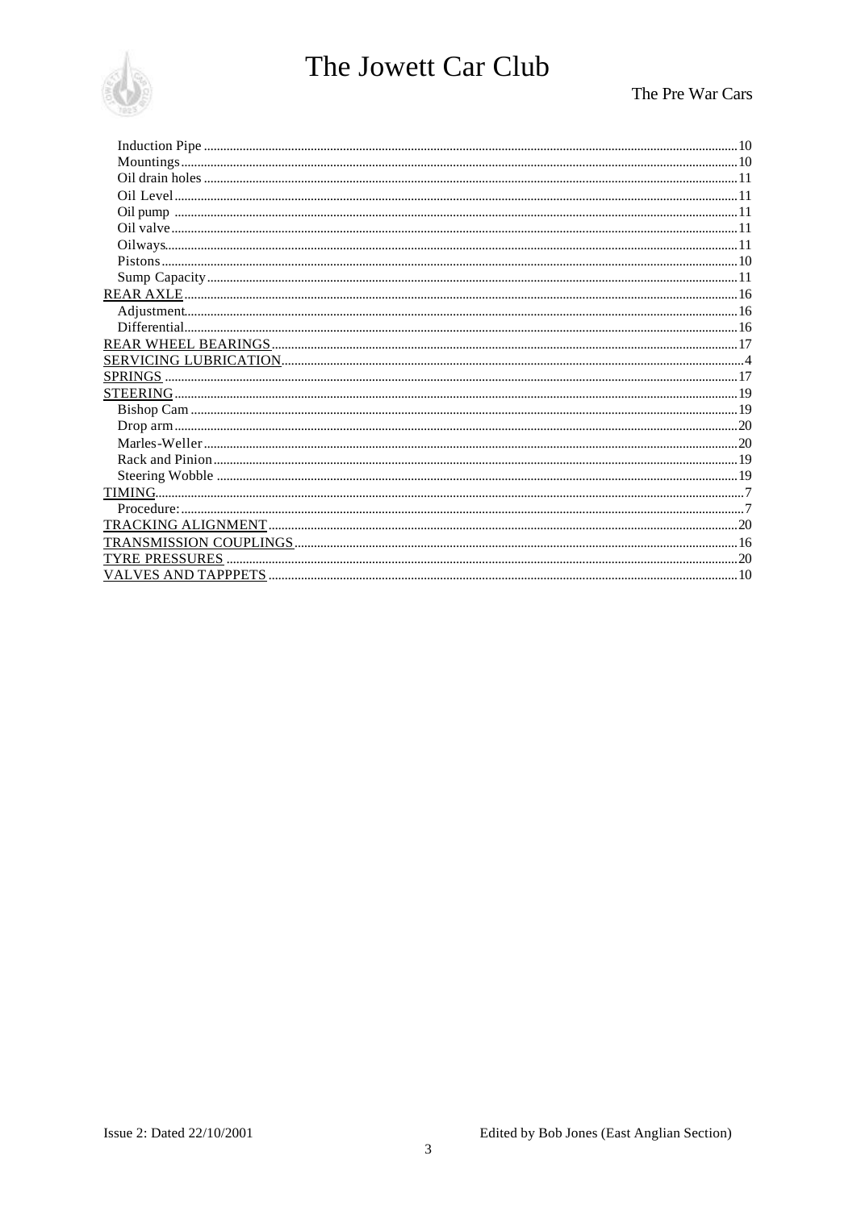Induction Pipe ........ 10
Mountings ........ 10
Oil drain holes ........ 11
Oil Level ........ 11
Oil pump ........ 11
Oil valve ........ 11
Oilways ........ 11
Pistons ........ 10
Sump Capacity ........ 11

REAR AXLE ........ 16
Adjustment ........ 16
Differential ........ 16

REAR WHEEL BEARINGS ........ 17

SERVICING LUBRICATION ........ 4

SPRINGS ........ 17

STEERING ........ 19
Bishop Cam ........ 19
Drop arm ........ 20
Marles-Weller ........ 20
Rack and Pinion ........ 19
Steering Wobble ........ 19

TIMING ........ 7
Procedure: ........ 7

TRACKING ALIGNMENT ........ 20

TRANSMISSION COUPLINGS ........ 16

TYRE PRESSURES ........ 20

VALVES AND TAPPPETS ........ 10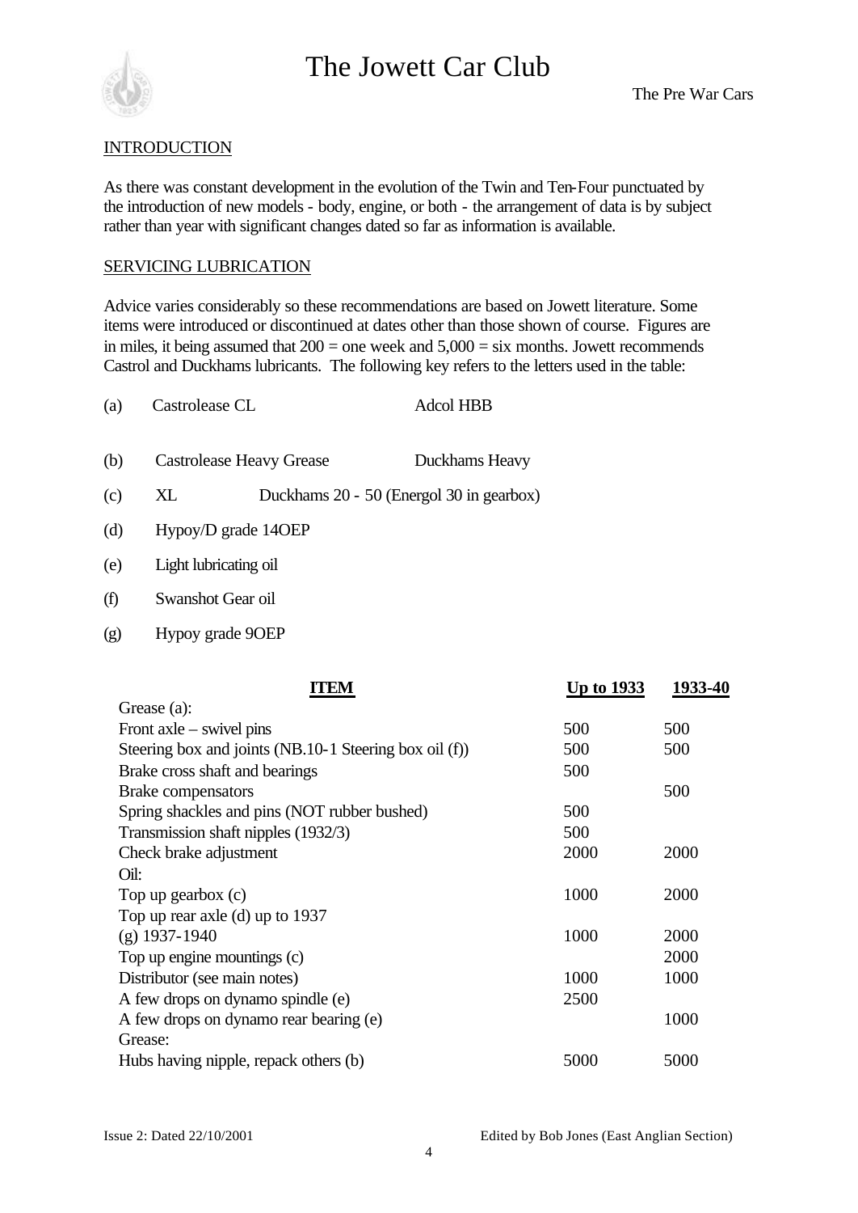# The Jowett Car Club

The Pre War Cars

## INTRODUCTION

As there was constant development in the evolution of the Twin and Ten-Four punctuated by the introduction of new models - body, engine, or both - the arrangement of data is by subject rather than year with significant changes dated so far as information is available.

## SERVICING LUBRICATION

Advice varies considerably so these recommendations are based on Jowett literature. Some items were introduced or discontinued at dates other than those shown of course. Figures are in miles, it being assumed that 200 = one week and 5,000 = six months. Jowett recommends Castrol and Duckhams lubricants. The following key refers to the letters used in the table:

(a) Castrolease CL Adcol HBB

(b) Castrolease Heavy Grease Duckhams Heavy

(c) XL Duckhams 20 - 50 (Energol 30 in gearbox)

(d) Hypoy/D grade 14OEP

(e) Light lubricating oil

(f) Swanshot Gear oil

(g) Hypoy grade 9OEP

| **ITEM** | **Up to 1933** | **1933-40** |
|---|---|---|
| Grease (a): | | |
| Front axle – swivel pins | 500 | 500 |
| Steering box and joints (NB.10-1 Steering box oil (f)) | 500 | 500 |
| Brake cross shaft and bearings | 500 | |
| Brake compensators | | 500 |
| Spring shackles and pins (NOT rubber bushed) | 500 | |
| Transmission shaft nipples (1932/3) | 500 | |
| Check brake adjustment | 2000 | 2000 |
| Oil: | | |
| Top up gearbox (c) | 1000 | 2000 |
| Top up rear axle (d) up to 1937 | | |
| (g) 1937-1940 | 1000 | 2000 |
| Top up engine mountings (c) | | 2000 |
| Distributor (see main notes) | 1000 | 1000 |
| A few drops on dynamo spindle (e) | 2500 | |
| A few drops on dynamo rear bearing (e) | | 1000 |
| Grease: | | |
| Hubs having nipple, repack others (b) | 5000 | 5000 |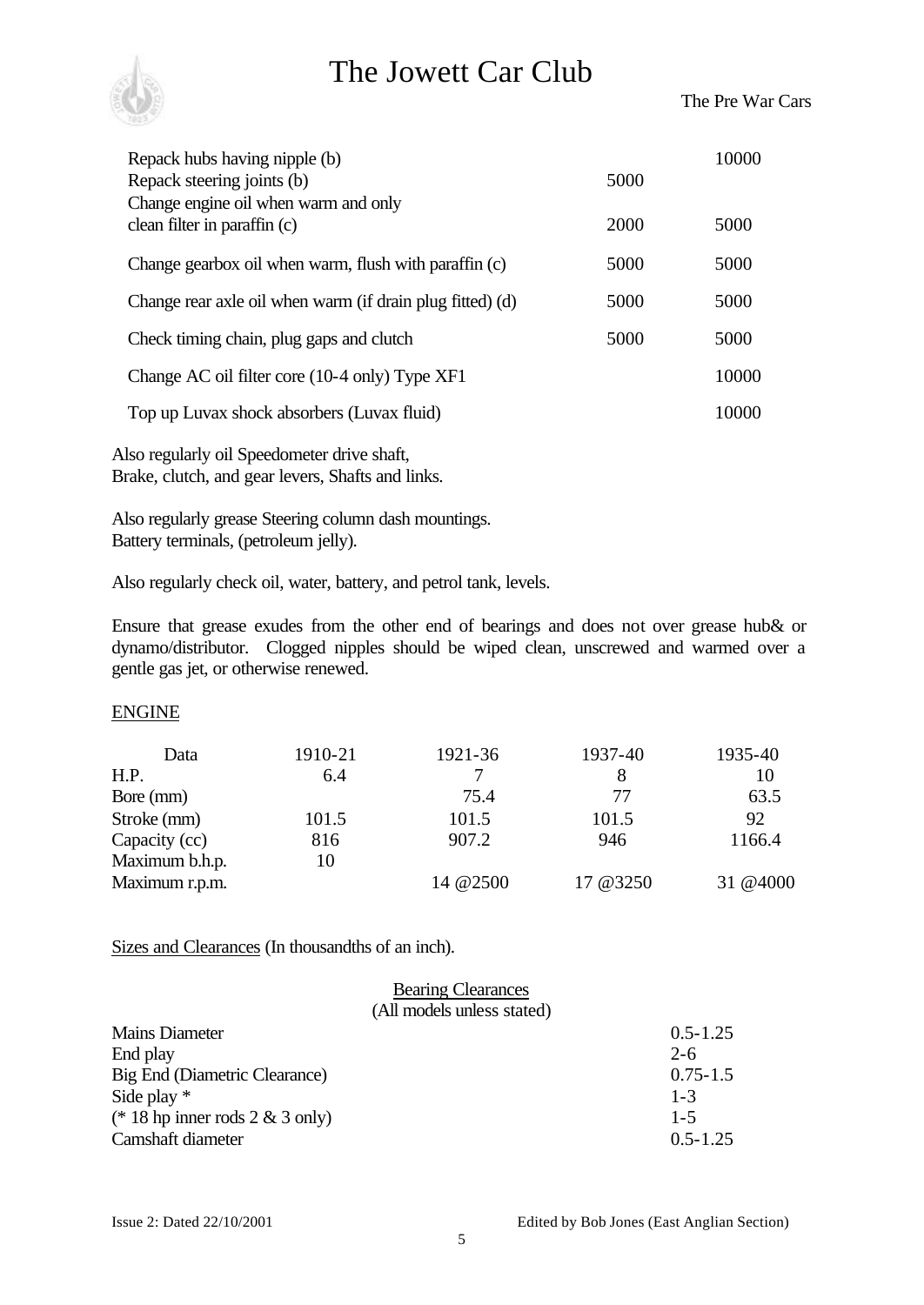| | | |
|---|---|---|
| Repack hubs having nipple (b) | | 10000 |
| Repack steering joints (b) | 5000 | |
| Change engine oil when warm and only clean filter in paraffin (c) | 2000 | 5000 |
| Change gearbox oil when warm, flush with paraffin (c) | 5000 | 5000 |
| Change rear axle oil when warm (if drain plug fitted) (d) | 5000 | 5000 |
| Check timing chain, plug gaps and clutch | 5000 | 5000 |
| Change AC oil filter core (10-4 only) Type XF1 | | 10000 |
| Top up Luvax shock absorbers (Luvax fluid) | | 10000 |

Also regularly oil Speedometer drive shaft,
Brake, clutch, and gear levers, Shafts and links.

Also regularly grease Steering column dash mountings.
Battery terminals, (petroleum jelly).

Also regularly check oil, water, battery, and petrol tank, levels.

Ensure that grease exudes from the other end of bearings and does not over grease hub& or dynamo/distributor. Clogged nipples should be wiped clean, unscrewed and warmed over a gentle gas jet, or otherwise renewed.

## ENGINE

| Data | 1910-21 | 1921-36 | 1937-40 | 1935-40 |
|---|---|---|---|---|
| H.P. | 6.4 | 7 | 8 | 10 |
| Bore (mm) | | 75.4 | 77 | 63.5 |
| Stroke (mm) | 101.5 | 101.5 | 101.5 | 92 |
| Capacity (cc) | 816 | 907.2 | 946 | 1166.4 |
| Maximum b.h.p. | 10 | | | |
| Maximum r.p.m. | | 14 @2500 | 17 @3250 | 31 @4000 |

Sizes and Clearances (In thousandths of an inch).

Bearing Clearances
(All models unless stated)

| | |
|---|---|
| Mains Diameter | 0.5-1.25 |
| End play | 2-6 |
| Big End (Diametric Clearance) | 0.75-1.5 |
| Side play * | 1-3 |
| (* 18 hp inner rods 2 & 3 only) | 1-5 |
| Camshaft diameter | 0.5-1.25 |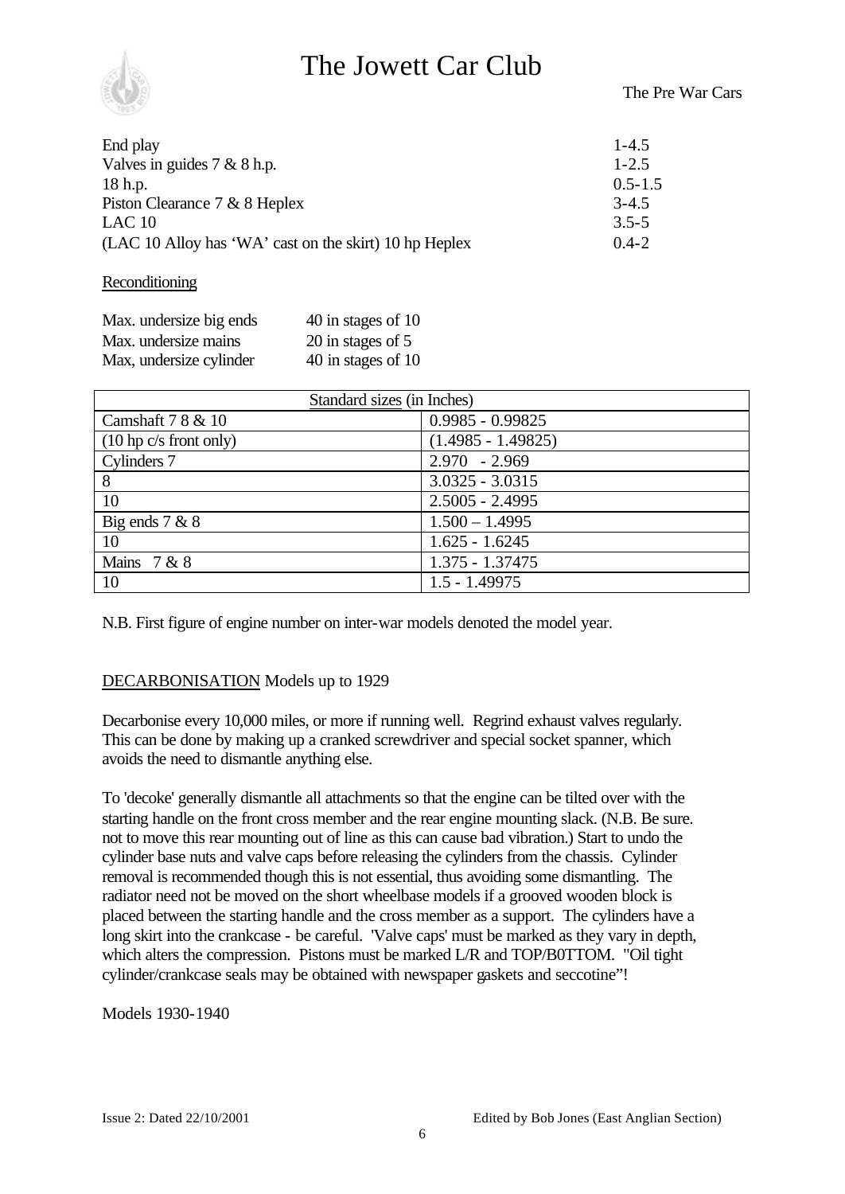| | |
|---|---|
| End play | 1-4.5 |
| Valves in guides 7 & 8 h.p. | 1-2.5 |
| 18 h.p. | 0.5-1.5 |
| Piston Clearance 7 & 8 Heplex | 3-4.5 |
| LAC 10 | 3.5-5 |
| (LAC 10 Alloy has 'WA' cast on the skirt) 10 hp Heplex | 0.4-2 |

Reconditioning

| | |
|---|---|
| Max. undersize big ends | 40 in stages of 10 |
| Max. undersize mains | 20 in stages of 5 |
| Max, undersize cylinder | 40 in stages of 10 |

| Standard sizes (in Inches) | |
|---|---|
| Camshaft 7 8 & 10 | 0.9985 - 0.99825 |
| (10 hp c/s front only) | (1.4985 - 1.49825) |
| Cylinders 7 | 2.970 - 2.969 |
| 8 | 3.0325 - 3.0315 |
| 10 | 2.5005 - 2.4995 |
| Big ends 7 & 8 | 1.500 – 1.4995 |
| 10 | 1.625 - 1.6245 |
| Mains 7 & 8 | 1.375 - 1.37475 |
| 10 | 1.5 - 1.49975 |

N.B. First figure of engine number on inter-war models denoted the model year.

DECARBONISATION Models up to 1929

Decarbonise every 10,000 miles, or more if running well. Regrind exhaust valves regularly. This can be done by making up a cranked screwdriver and special socket spanner, which avoids the need to dismantle anything else.

To 'decoke' generally dismantle all attachments so that the engine can be tilted over with the starting handle on the front cross member and the rear engine mounting slack. (N.B. Be sure. not to move this rear mounting out of line as this can cause bad vibration.) Start to undo the cylinder base nuts and valve caps before releasing the cylinders from the chassis. Cylinder removal is recommended though this is not essential, thus avoiding some dismantling. The radiator need not be moved on the short wheelbase models if a grooved wooden block is placed between the starting handle and the cross member as a support. The cylinders have a long skirt into the crankcase - be careful. 'Valve caps' must be marked as they vary in depth, which alters the compression. Pistons must be marked L/R and TOP/B0TTOM. "Oil tight cylinder/crankcase seals may be obtained with newspaper gaskets and seccotine"!

Models 1930-1940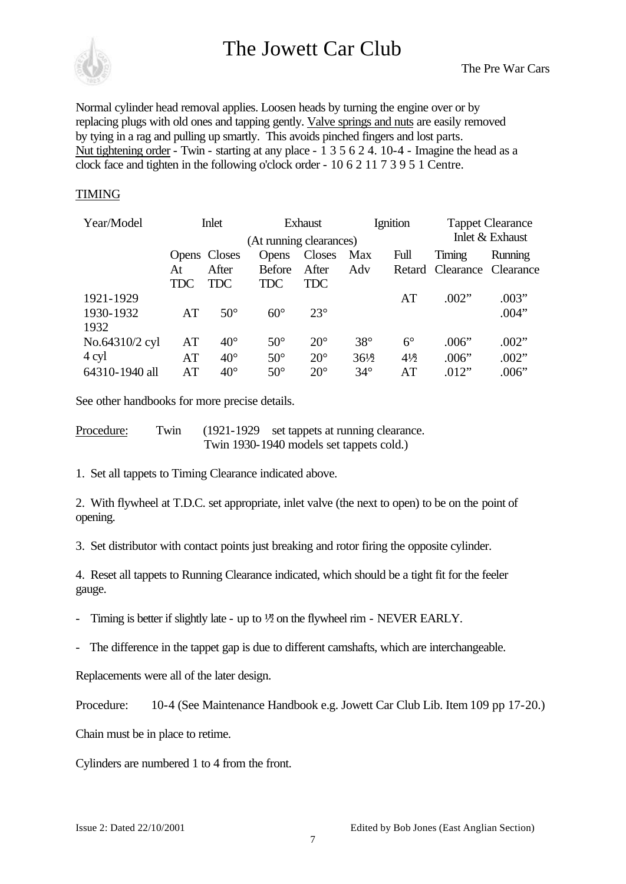Normal cylinder head removal applies. Loosen heads by turning the engine over or by replacing plugs with old ones and tapping gently. <u>Valve springs and nuts</u> are easily removed by tying in a rag and pulling up smartly. This avoids pinched fingers and lost parts.
<u>Nut tightening order</u> - Twin - starting at any place - 1 3 5 6 2 4. 10-4 - Imagine the head as a clock face and tighten in the following o'clock order - 10 6 2 11 7 3 9 5 1 Centre.

## TIMING

| Year/Model | Inlet | | Exhaust | | Ignition | | Tappet Clearance Inlet & Exhaust | |
|---|---|---|---|---|---|---|---|---|
| | (At running clearances) | | | | | | | |
| | Opens At TDC | Closes After TDC | Opens Before TDC | Closes After TDC | Max Adv | Full Retard | Timing Clearance | Running Clearance |
| 1921-1929 | | | | | | AT | .002" | .003" |
| 1930-1932 | AT | 50° | 60° | 23° | | | | .004" |
| 1932 | | | | | | | | |
| No.64310/2 cyl | AT | 40° | 50° | 20° | 38° | 6° | .006" | .002" |
| 4 cyl | AT | 40° | 50° | 20° | 36½ | 4½ | .006" | .002" |
| 64310-1940 all | AT | 40° | 50° | 20° | 34° | AT | .012" | .006" |

See other handbooks for more precise details.

<u>Procedure:</u> Twin (1921-1929 set tappets at running clearance.
Twin 1930-1940 models set tappets cold.)

1. Set all tappets to Timing Clearance indicated above.

2. With flywheel at T.D.C. set appropriate, inlet valve (the next to open) to be on the point of opening.

3. Set distributor with contact points just breaking and rotor firing the opposite cylinder.

4. Reset all tappets to Running Clearance indicated, which should be a tight fit for the feeler gauge.

- Timing is better if slightly late - up to ½ on the flywheel rim - NEVER EARLY.

- The difference in the tappet gap is due to different camshafts, which are interchangeable.

Replacements were all of the later design.

Procedure: 10-4 (See Maintenance Handbook e.g. Jowett Car Club Lib. Item 109 pp 17-20.)

Chain must be in place to retime.

Cylinders are numbered 1 to 4 from the front.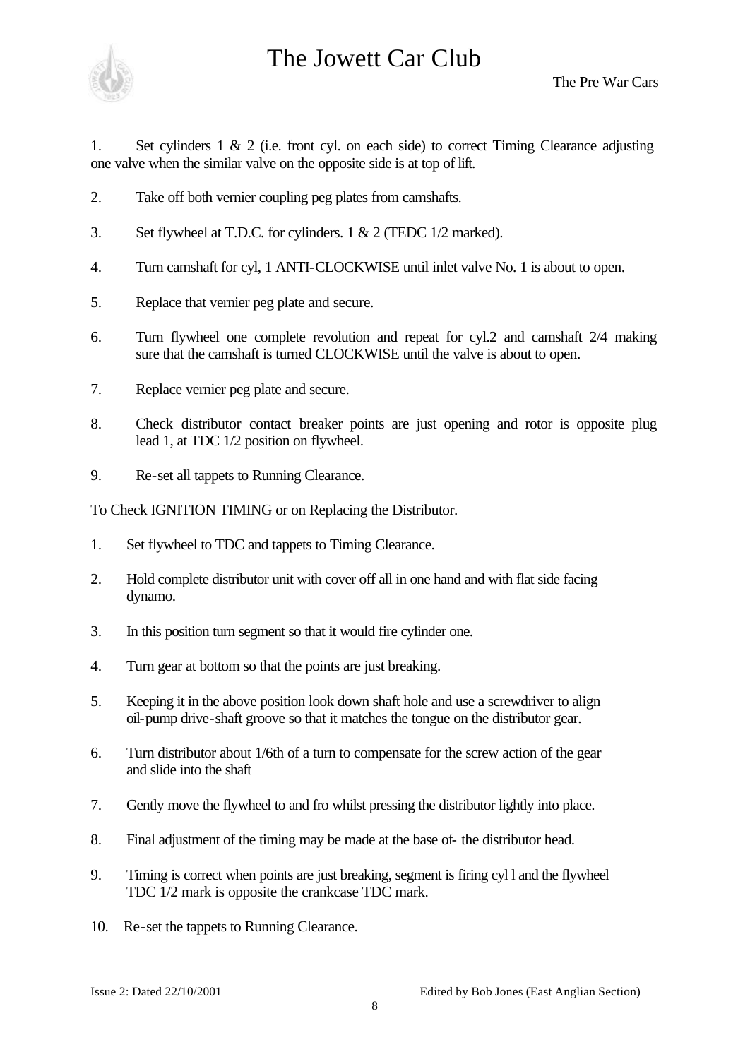1. Set cylinders 1 & 2 (i.e. front cyl. on each side) to correct Timing Clearance adjusting one valve when the similar valve on the opposite side is at top of lift.

2. Take off both vernier coupling peg plates from camshafts.

3. Set flywheel at T.D.C. for cylinders. 1 & 2 (TEDC 1/2 marked).

4. Turn camshaft for cyl, 1 ANTI-CLOCKWISE until inlet valve No. 1 is about to open.

5. Replace that vernier peg plate and secure.

6. Turn flywheel one complete revolution and repeat for cyl.2 and camshaft 2/4 making sure that the camshaft is turned CLOCKWISE until the valve is about to open.

7. Replace vernier peg plate and secure.

8. Check distributor contact breaker points are just opening and rotor is opposite plug lead 1, at TDC 1/2 position on flywheel.

9. Re-set all tappets to Running Clearance.

<u>To Check IGNITION TIMING or on Replacing the Distributor.</u>

1. Set flywheel to TDC and tappets to Timing Clearance.

2. Hold complete distributor unit with cover off all in one hand and with flat side facing dynamo.

3. In this position turn segment so that it would fire cylinder one.

4. Turn gear at bottom so that the points are just breaking.

5. Keeping it in the above position look down shaft hole and use a screwdriver to align oil-pump drive-shaft groove so that it matches the tongue on the distributor gear.

6. Turn distributor about 1/6th of a turn to compensate for the screw action of the gear and slide into the shaft

7. Gently move the flywheel to and fro whilst pressing the distributor lightly into place.

8. Final adjustment of the timing may be made at the base of- the distributor head.

9. Timing is correct when points are just breaking, segment is firing cyl l and the flywheel TDC 1/2 mark is opposite the crankcase TDC mark.

10. Re-set the tappets to Running Clearance.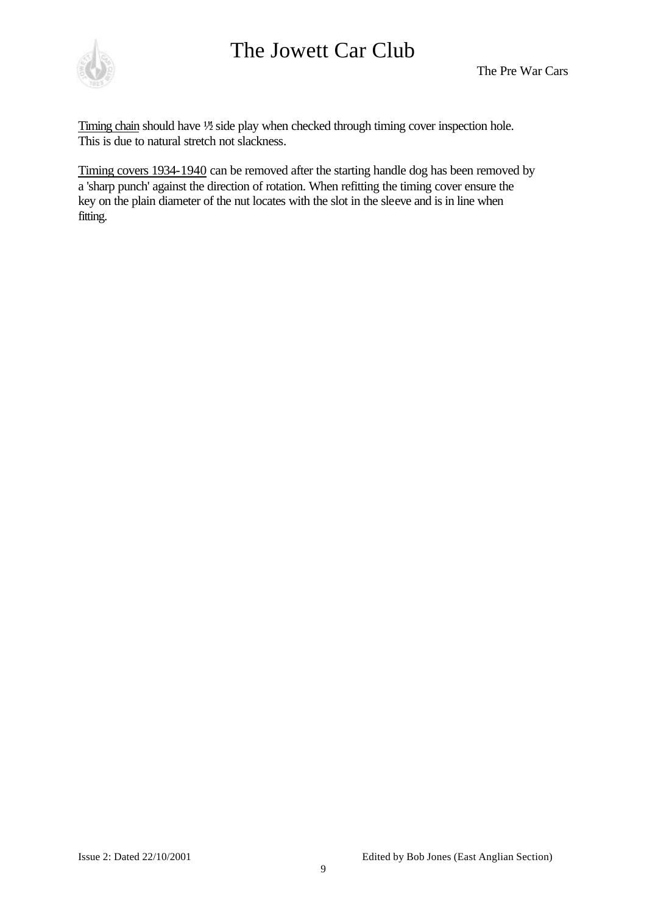<u>Timing chain</u> should have ½ side play when checked through timing cover inspection hole. This is due to natural stretch not slackness.

<u>Timing covers 1934-1940</u> can be removed after the starting handle dog has been removed by a 'sharp punch' against the direction of rotation. When refitting the timing cover ensure the key on the plain diameter of the nut locates with the slot in the sleeve and is in line when fitting.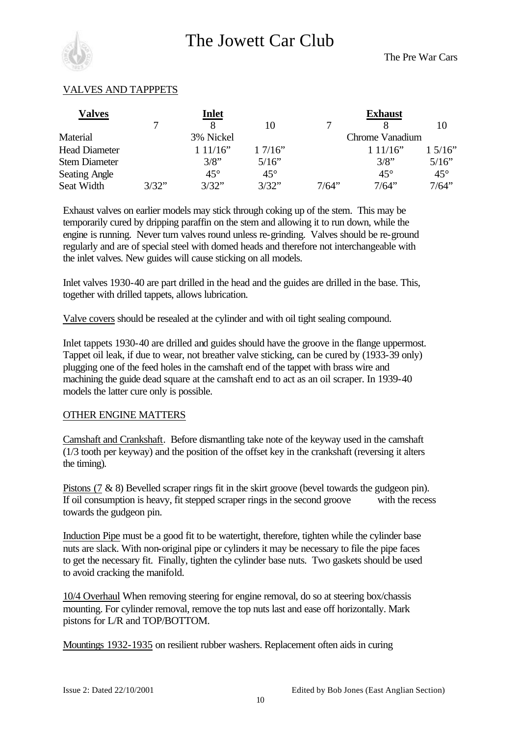## VALVES AND TAPPPETS

| Valves | Inlet | | | Exhaust | | |
|---|---|---|---|---|---|---|
| | 7 | 8 | 10 | 7 | 8 | 10 |
| Material | | 3% Nickel | | | Chrome Vanadium | |
| Head Diameter | | 1 11/16" | 1 7/16" | | 1 11/16" | 1 5/16" |
| Stem Diameter | | 3/8" | 5/16" | | 3/8" | 5/16" |
| Seating Angle | | 45° | 45° | | 45° | 45° |
| Seat Width | 3/32" | 3/32" | 3/32" | 7/64" | 7/64" | 7/64" |

Exhaust valves on earlier models may stick through coking up of the stem. This may be temporarily cured by dripping paraffin on the stem and allowing it to run down, while the engine is running. Never turn valves round unless re-grinding. Valves should be re-ground regularly and are of special steel with domed heads and therefore not interchangeable with the inlet valves. New guides will cause sticking on all models.

Inlet valves 1930-40 are part drilled in the head and the guides are drilled in the base. This, together with drilled tappets, allows lubrication.

Valve covers should be resealed at the cylinder and with oil tight sealing compound.

Inlet tappets 1930-40 are drilled and guides should have the groove in the flange uppermost. Tappet oil leak, if due to wear, not breather valve sticking, can be cured by (1933-39 only) plugging one of the feed holes in the camshaft end of the tappet with brass wire and machining the guide dead square at the camshaft end to act as an oil scraper. In 1939-40 models the latter cure only is possible.

## OTHER ENGINE MATTERS

Camshaft and Crankshaft. Before dismantling take note of the keyway used in the camshaft (1/3 tooth per keyway) and the position of the offset key in the crankshaft (reversing it alters the timing).

Pistons (7 & 8) Bevelled scraper rings fit in the skirt groove (bevel towards the gudgeon pin). If oil consumption is heavy, fit stepped scraper rings in the second groove with the recess towards the gudgeon pin.

Induction Pipe must be a good fit to be watertight, therefore, tighten while the cylinder base nuts are slack. With non-original pipe or cylinders it may be necessary to file the pipe faces to get the necessary fit. Finally, tighten the cylinder base nuts. Two gaskets should be used to avoid cracking the manifold.

10/4 Overhaul When removing steering for engine removal, do so at steering box/chassis mounting. For cylinder removal, remove the top nuts last and ease off horizontally. Mark pistons for L/R and TOP/BOTTOM.

Mountings 1932-1935 on resilient rubber washers. Replacement often aids in curing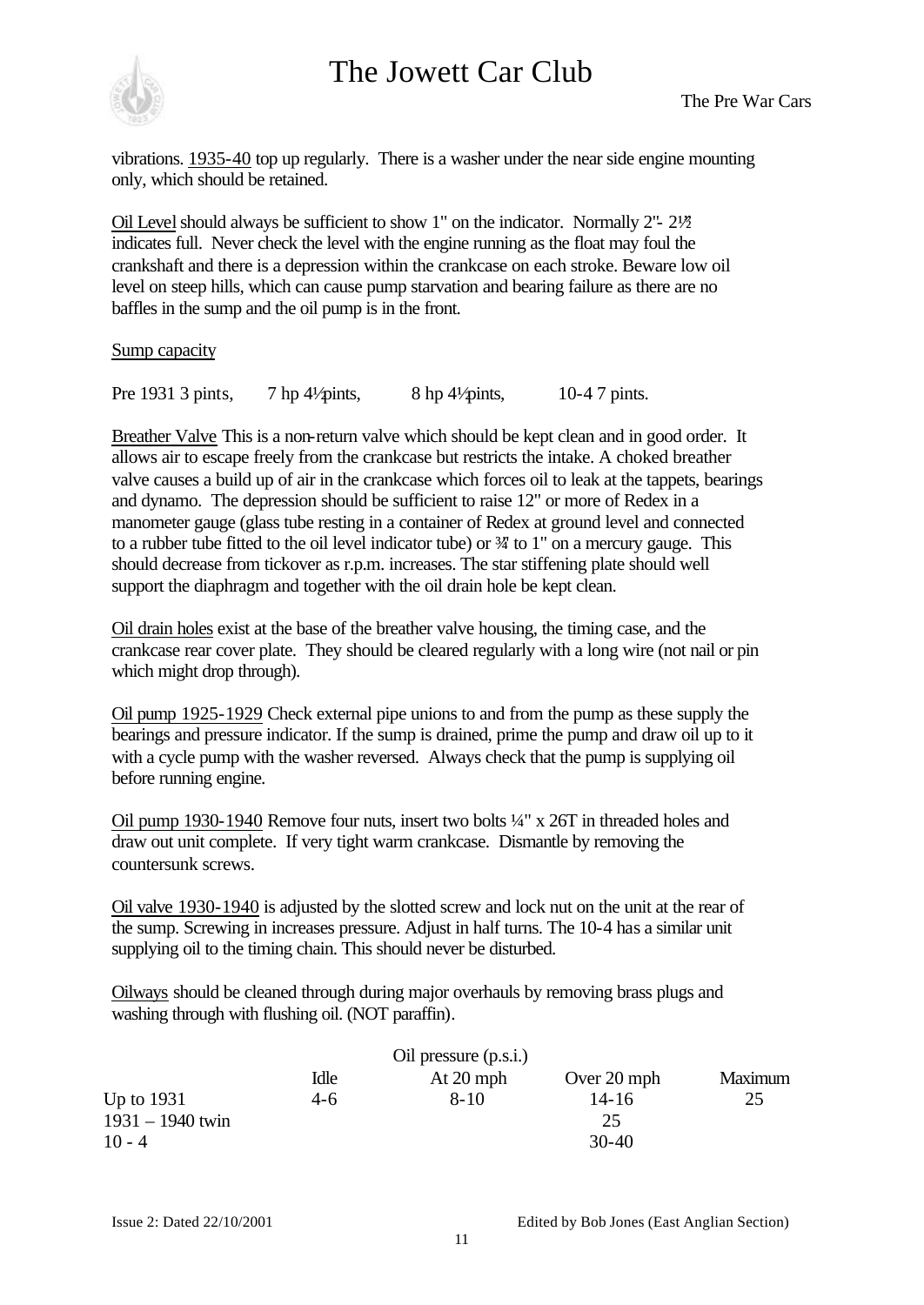vibrations. <u>1935-40</u> top up regularly. There is a washer under the near side engine mounting only, which should be retained.

<u>Oil Level</u> should always be sufficient to show 1" on the indicator. Normally 2"- 2½" indicates full. Never check the level with the engine running as the float may foul the crankshaft and there is a depression within the crankcase on each stroke. Beware low oil level on steep hills, which can cause pump starvation and bearing failure as there are no baffles in the sump and the oil pump is in the front.

<u>Sump capacity</u>

Pre 1931 3 pints, 7 hp 4½ pints, 8 hp 4½ pints, 10-4 7 pints.

<u>Breather Valve</u> This is a non-return valve which should be kept clean and in good order. It allows air to escape freely from the crankcase but restricts the intake. A choked breather valve causes a build up of air in the crankcase which forces oil to leak at the tappets, bearings and dynamo. The depression should be sufficient to raise 12" or more of Redex in a manometer gauge (glass tube resting in a container of Redex at ground level and connected to a rubber tube fitted to the oil level indicator tube) or ¾" to 1" on a mercury gauge. This should decrease from tickover as r.p.m. increases. The star stiffening plate should well support the diaphragm and together with the oil drain hole be kept clean.

<u>Oil drain holes</u> exist at the base of the breather valve housing, the timing case, and the crankcase rear cover plate. They should be cleared regularly with a long wire (not nail or pin which might drop through).

<u>Oil pump 1925-1929</u> Check external pipe unions to and from the pump as these supply the bearings and pressure indicator. If the sump is drained, prime the pump and draw oil up to it with a cycle pump with the washer reversed. Always check that the pump is supplying oil before running engine.

<u>Oil pump 1930-1940</u> Remove four nuts, insert two bolts ¼" x 26T in threaded holes and draw out unit complete. If very tight warm crankcase. Dismantle by removing the countersunk screws.

<u>Oil valve 1930-1940</u> is adjusted by the slotted screw and lock nut on the unit at the rear of the sump. Screwing in increases pressure. Adjust in half turns. The 10-4 has a similar unit supplying oil to the timing chain. This should never be disturbed.

<u>Oilways</u> should be cleaned through during major overhauls by removing brass plugs and washing through with flushing oil. (NOT paraffin).

Oil pressure (p.s.i.)

| | Idle | At 20 mph | Over 20 mph | Maximum |
|---|---|---|---|---|
| Up to 1931 | 4-6 | 8-10 | 14-16 | 25 |
| 1931 – 1940 twin | | | 25 | |
| 10 - 4 | | | 30-40 | |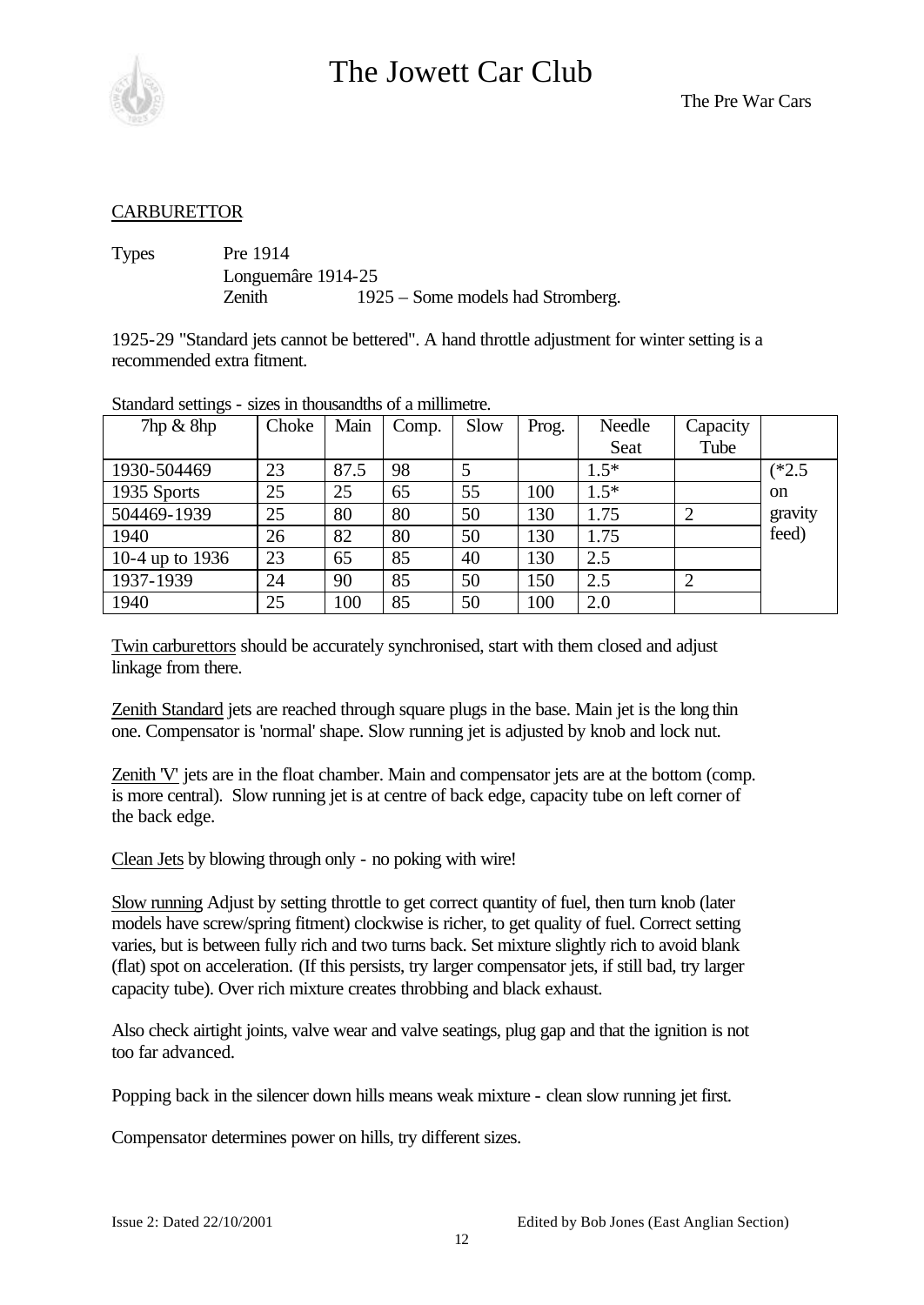## CARBURETTOR

Types Pre 1914
Longuemâre 1914-25
Zenith 1925 – Some models had Stromberg.

1925-29 "Standard jets cannot be bettered". A hand throttle adjustment for winter setting is a recommended extra fitment.

Standard settings - sizes in thousandths of a millimetre.

| 7hp & 8hp | Choke | Main | Comp. | Slow | Prog. | Needle Seat | Capacity Tube | |
|---|---|---|---|---|---|---|---|---|
| 1930-504469 | 23 | 87.5 | 98 | 5 | | 1.5* | | (*2.5 on gravity feed) |
| 1935 Sports | 25 | 25 | 65 | 55 | 100 | 1.5* | | |
| 504469-1939 | 25 | 80 | 80 | 50 | 130 | 1.75 | 2 | |
| 1940 | 26 | 82 | 80 | 50 | 130 | 1.75 | | |
| 10-4 up to 1936 | 23 | 65 | 85 | 40 | 130 | 2.5 | | |
| 1937-1939 | 24 | 90 | 85 | 50 | 150 | 2.5 | 2 | |
| 1940 | 25 | 100 | 85 | 50 | 100 | 2.0 | | |

Twin carburettors should be accurately synchronised, start with them closed and adjust linkage from there.

Zenith Standard jets are reached through square plugs in the base. Main jet is the long thin one. Compensator is 'normal' shape. Slow running jet is adjusted by knob and lock nut.

Zenith 'V' jets are in the float chamber. Main and compensator jets are at the bottom (comp. is more central). Slow running jet is at centre of back edge, capacity tube on left corner of the back edge.

Clean Jets by blowing through only - no poking with wire!

Slow running Adjust by setting throttle to get correct quantity of fuel, then turn knob (later models have screw/spring fitment) clockwise is richer, to get quality of fuel. Correct setting varies, but is between fully rich and two turns back. Set mixture slightly rich to avoid blank (flat) spot on acceleration. (If this persists, try larger compensator jets, if still bad, try larger capacity tube). Over rich mixture creates throbbing and black exhaust.

Also check airtight joints, valve wear and valve seatings, plug gap and that the ignition is not too far advanced.

Popping back in the silencer down hills means weak mixture - clean slow running jet first.

Compensator determines power on hills, try different sizes.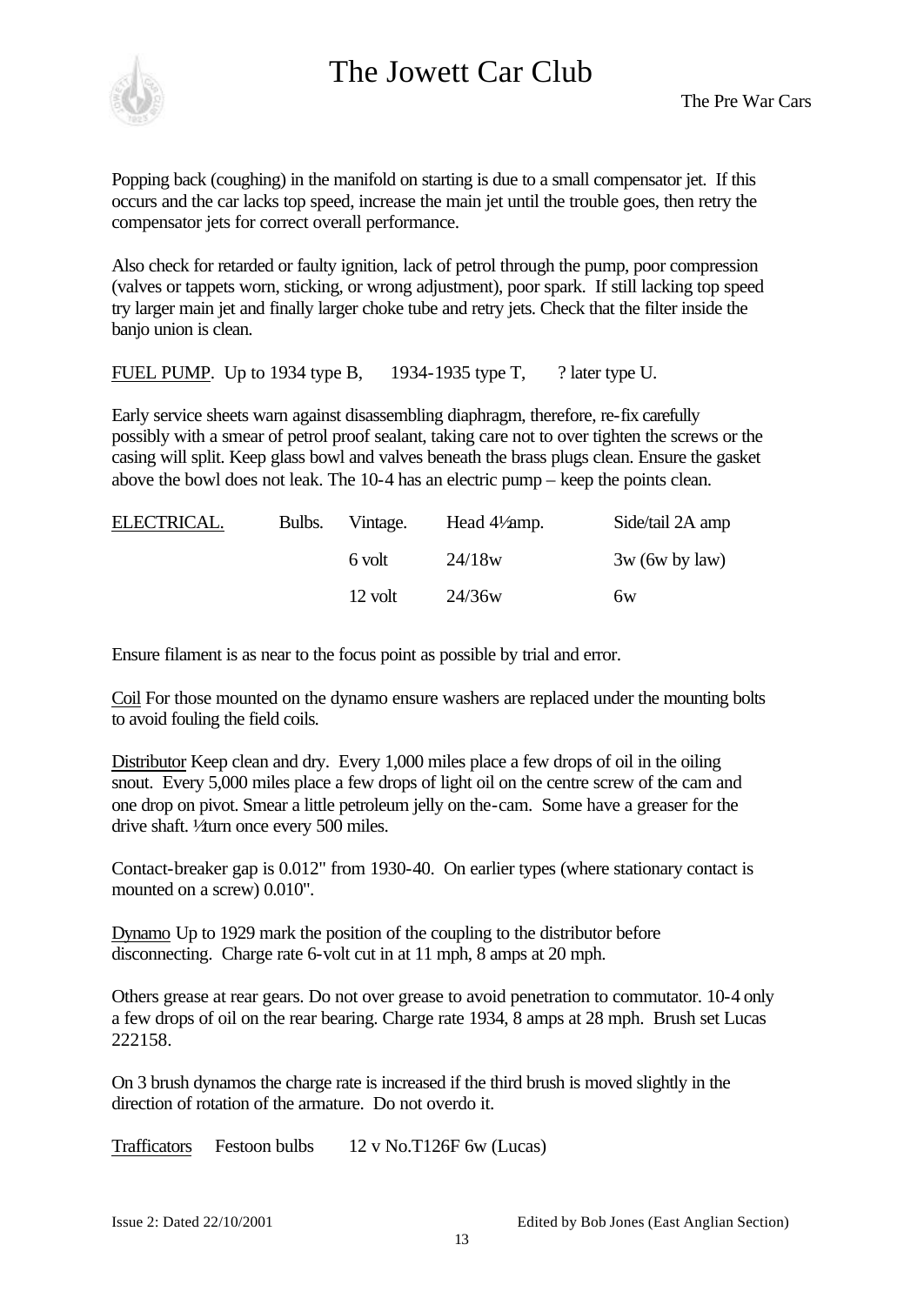Popping back (coughing) in the manifold on starting is due to a small compensator jet. If this occurs and the car lacks top speed, increase the main jet until the trouble goes, then retry the compensator jets for correct overall performance.

Also check for retarded or faulty ignition, lack of petrol through the pump, poor compression (valves or tappets worn, sticking, or wrong adjustment), poor spark. If still lacking top speed try larger main jet and finally larger choke tube and retry jets. Check that the filter inside the banjo union is clean.

FUEL PUMP. Up to 1934 type B, 1934-1935 type T, ? later type U.

Early service sheets warn against disassembling diaphragm, therefore, re-fix carefully possibly with a smear of petrol proof sealant, taking care not to over tighten the screws or the casing will split. Keep glass bowl and valves beneath the brass plugs clean. Ensure the gasket above the bowl does not leak. The 10-4 has an electric pump – keep the points clean.

| | | | | |
|---|---|---|---|---|
| ELECTRICAL. | Bulbs. | Vintage. | Head 4½amp. | Side/tail 2A amp |
| | | 6 volt | 24/18w | 3w (6w by law) |
| | | 12 volt | 24/36w | 6w |

Ensure filament is as near to the focus point as possible by trial and error.

Coil For those mounted on the dynamo ensure washers are replaced under the mounting bolts to avoid fouling the field coils.

Distributor Keep clean and dry. Every 1,000 miles place a few drops of oil in the oiling snout. Every 5,000 miles place a few drops of light oil on the centre screw of the cam and one drop on pivot. Smear a little petroleum jelly on the-cam. Some have a greaser for the drive shaft. ½turn once every 500 miles.

Contact-breaker gap is 0.012" from 1930-40. On earlier types (where stationary contact is mounted on a screw) 0.010".

Dynamo Up to 1929 mark the position of the coupling to the distributor before disconnecting. Charge rate 6-volt cut in at 11 mph, 8 amps at 20 mph.

Others grease at rear gears. Do not over grease to avoid penetration to commutator. 10-4 only a few drops of oil on the rear bearing. Charge rate 1934, 8 amps at 28 mph. Brush set Lucas 222158.

On 3 brush dynamos the charge rate is increased if the third brush is moved slightly in the direction of rotation of the armature. Do not overdo it.

Trafficators Festoon bulbs 12 v No.T126F 6w (Lucas)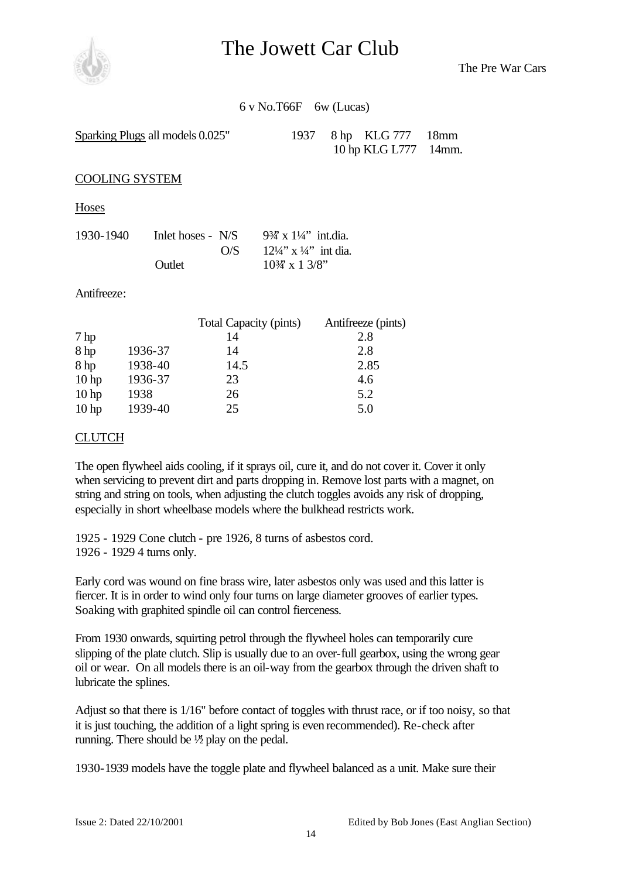6 v No.T66F 6w (Lucas)

Sparking Plugs all models 0.025" 1937 8 hp KLG 777 18mm
10 hp KLG L777 14mm.

## COOLING SYSTEM

### Hoses

| | | | |
|---|---|---|---|
| 1930-1940 | Inlet hoses - | N/S | 9¾" x 1¼" int.dia. |
| | | O/S | 12¼" x ¼" int dia. |
| | Outlet | | 10¾" x 1 3/8" |

Antifreeze:

| | | Total Capacity (pints) | Antifreeze (pints) |
|---|---|---|---|
| 7 hp | | 14 | 2.8 |
| 8 hp | 1936-37 | 14 | 2.8 |
| 8 hp | 1938-40 | 14.5 | 2.85 |
| 10 hp | 1936-37 | 23 | 4.6 |
| 10 hp | 1938 | 26 | 5.2 |
| 10 hp | 1939-40 | 25 | 5.0 |

## CLUTCH

The open flywheel aids cooling, if it sprays oil, cure it, and do not cover it. Cover it only when servicing to prevent dirt and parts dropping in. Remove lost parts with a magnet, on string and string on tools, when adjusting the clutch toggles avoids any risk of dropping, especially in short wheelbase models where the bulkhead restricts work.

1925 - 1929 Cone clutch - pre 1926, 8 turns of asbestos cord.
1926 - 1929 4 turns only.

Early cord was wound on fine brass wire, later asbestos only was used and this latter is fiercer. It is in order to wind only four turns on large diameter grooves of earlier types. Soaking with graphited spindle oil can control fierceness.

From 1930 onwards, squirting petrol through the flywheel holes can temporarily cure slipping of the plate clutch. Slip is usually due to an over-full gearbox, using the wrong gear oil or wear. On all models there is an oil-way from the gearbox through the driven shaft to lubricate the splines.

Adjust so that there is 1/16" before contact of toggles with thrust race, or if too noisy, so that it is just touching, the addition of a light spring is even recommended). Re-check after running. There should be ½ play on the pedal.

1930-1939 models have the toggle plate and flywheel balanced as a unit. Make sure their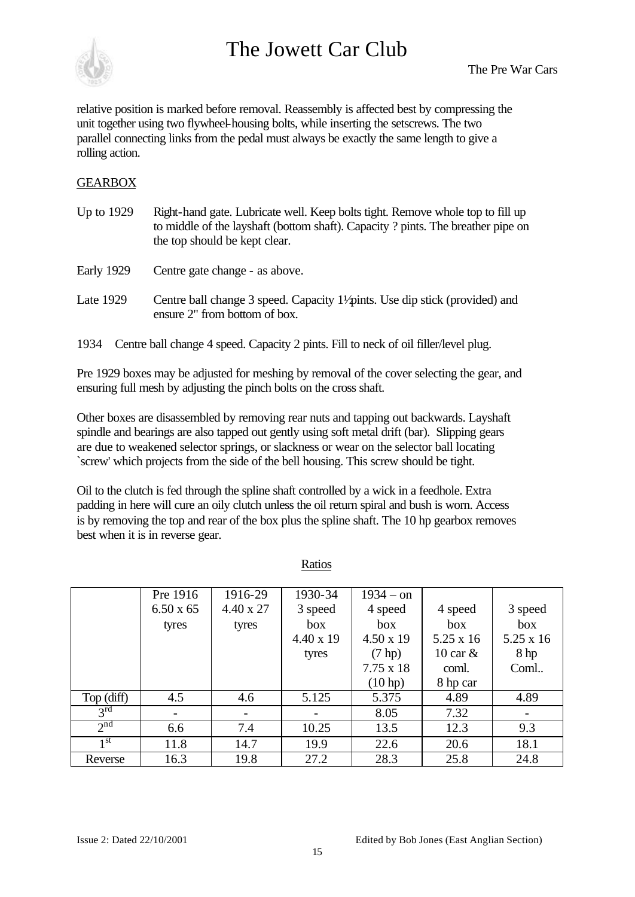relative position is marked before removal. Reassembly is affected best by compressing the unit together using two flywheel-housing bolts, while inserting the setscrews. The two parallel connecting links from the pedal must always be exactly the same length to give a rolling action.

## GEARBOX

Up to 1929 Right-hand gate. Lubricate well. Keep bolts tight. Remove whole top to fill up to middle of the layshaft (bottom shaft). Capacity ? pints. The breather pipe on the top should be kept clear.

Early 1929 Centre gate change - as above.

Late 1929 Centre ball change 3 speed. Capacity 1½pints. Use dip stick (provided) and ensure 2" from bottom of box.

1934 Centre ball change 4 speed. Capacity 2 pints. Fill to neck of oil filler/level plug.

Pre 1929 boxes may be adjusted for meshing by removal of the cover selecting the gear, and ensuring full mesh by adjusting the pinch bolts on the cross shaft.

Other boxes are disassembled by removing rear nuts and tapping out backwards. Layshaft spindle and bearings are also tapped out gently using soft metal drift (bar). Slipping gears are due to weakened selector springs, or slackness or wear on the selector ball locating `screw' which projects from the side of the bell housing. This screw should be tight.

Oil to the clutch is fed through the spline shaft controlled by a wick in a feedhole. Extra padding in here will cure an oily clutch unless the oil return spiral and bush is worn. Access is by removing the top and rear of the box plus the spline shaft. The 10 hp gearbox removes best when it is in reverse gear.

Ratios

| | Pre 1916 6.50 x 65 tyres | 1916-29 4.40 x 27 tyres | 1930-34 3 speed box 4.40 x 19 tyres | 1934 – on 4 speed box 4.50 x 19 (7 hp) 7.75 x 18 (10 hp) | 4 speed box 5.25 x 16 10 car & coml. 8 hp car | 3 speed box 5.25 x 16 8 hp Coml.. |
|---|---|---|---|---|---|---|
| Top (diff) | 4.5 | 4.6 | 5.125 | 5.375 | 4.89 | 4.89 |
| 3rd | - | - | - | 8.05 | 7.32 | - |
| 2nd | 6.6 | 7.4 | 10.25 | 13.5 | 12.3 | 9.3 |
| 1st | 11.8 | 14.7 | 19.9 | 22.6 | 20.6 | 18.1 |
| Reverse | 16.3 | 19.8 | 27.2 | 28.3 | 25.8 | 24.8 |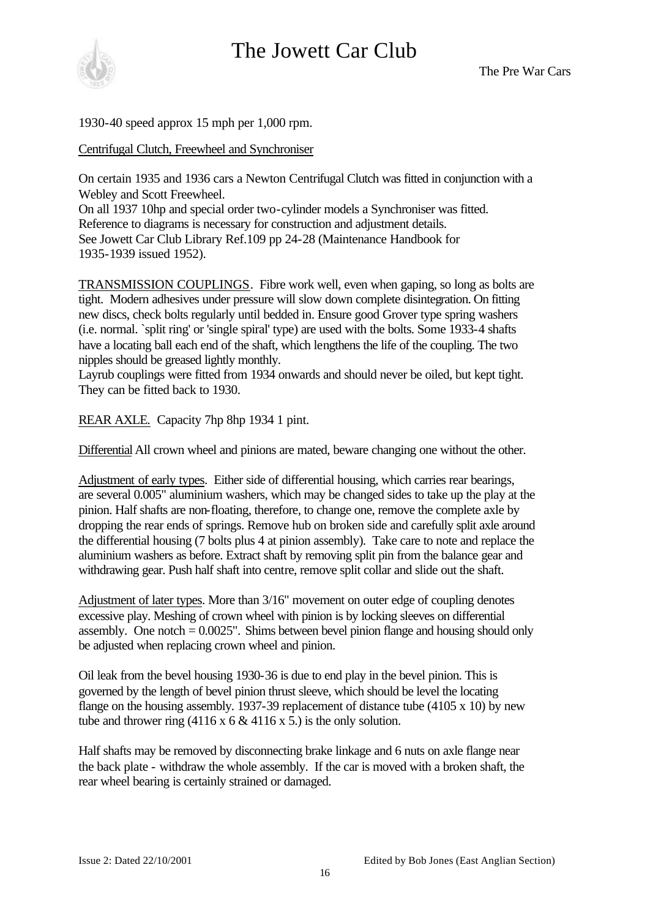1930-40 speed approx 15 mph per 1,000 rpm.

Centrifugal Clutch, Freewheel and Synchroniser

On certain 1935 and 1936 cars a Newton Centrifugal Clutch was fitted in conjunction with a Webley and Scott Freewheel.
On all 1937 10hp and special order two-cylinder models a Synchroniser was fitted.
Reference to diagrams is necessary for construction and adjustment details.
See Jowett Car Club Library Ref.109 pp 24-28 (Maintenance Handbook for 1935-1939 issued 1952).

TRANSMISSION COUPLINGS. Fibre work well, even when gaping, so long as bolts are tight. Modern adhesives under pressure will slow down complete disintegration. On fitting new discs, check bolts regularly until bedded in. Ensure good Grover type spring washers (i.e. normal. `split ring' or 'single spiral' type) are used with the bolts. Some 1933-4 shafts have a locating ball each end of the shaft, which lengthens the life of the coupling. The two nipples should be greased lightly monthly.
Layrub couplings were fitted from 1934 onwards and should never be oiled, but kept tight. They can be fitted back to 1930.

REAR AXLE. Capacity 7hp 8hp 1934 1 pint.

Differential All crown wheel and pinions are mated, beware changing one without the other.

Adjustment of early types. Either side of differential housing, which carries rear bearings, are several 0.005" aluminium washers, which may be changed sides to take up the play at the pinion. Half shafts are non-floating, therefore, to change one, remove the complete axle by dropping the rear ends of springs. Remove hub on broken side and carefully split axle around the differential housing (7 bolts plus 4 at pinion assembly). Take care to note and replace the aluminium washers as before. Extract shaft by removing split pin from the balance gear and withdrawing gear. Push half shaft into centre, remove split collar and slide out the shaft.

Adjustment of later types. More than 3/16" movement on outer edge of coupling denotes excessive play. Meshing of crown wheel with pinion is by locking sleeves on differential assembly. One notch = 0.0025". Shims between bevel pinion flange and housing should only be adjusted when replacing crown wheel and pinion.

Oil leak from the bevel housing 1930-36 is due to end play in the bevel pinion. This is governed by the length of bevel pinion thrust sleeve, which should be level the locating flange on the housing assembly. 1937-39 replacement of distance tube (4105 x 10) by new tube and thrower ring (4116 x 6 & 4116 x 5.) is the only solution.

Half shafts may be removed by disconnecting brake linkage and 6 nuts on axle flange near the back plate - withdraw the whole assembly. If the car is moved with a broken shaft, the rear wheel bearing is certainly strained or damaged.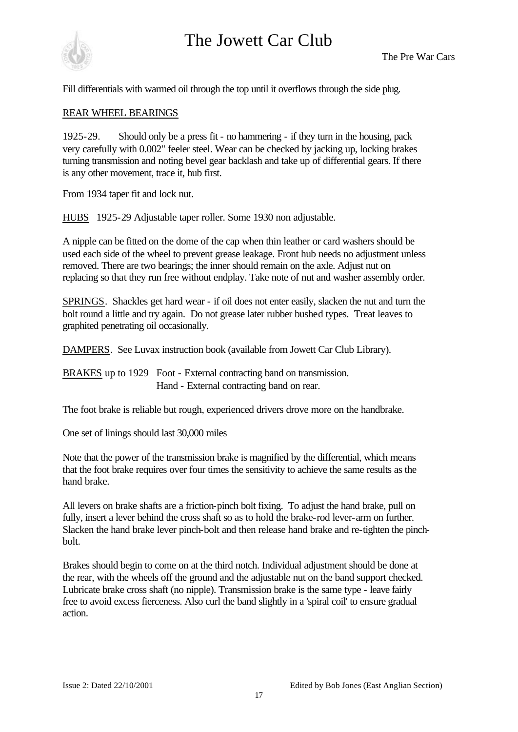Fill differentials with warmed oil through the top until it overflows through the side plug.

## REAR WHEEL BEARINGS

1925-29. Should only be a press fit - no hammering - if they turn in the housing, pack very carefully with 0.002" feeler steel. Wear can be checked by jacking up, locking brakes turning transmission and noting bevel gear backlash and take up of differential gears. If there is any other movement, trace it, hub first.

From 1934 taper fit and lock nut.

HUBS 1925-29 Adjustable taper roller. Some 1930 non adjustable.

A nipple can be fitted on the dome of the cap when thin leather or card washers should be used each side of the wheel to prevent grease leakage. Front hub needs no adjustment unless removed. There are two bearings; the inner should remain on the axle. Adjust nut on replacing so that they run free without endplay. Take note of nut and washer assembly order.

SPRINGS. Shackles get hard wear - if oil does not enter easily, slacken the nut and turn the bolt round a little and try again. Do not grease later rubber bushed types. Treat leaves to graphited penetrating oil occasionally.

DAMPERS. See Luvax instruction book (available from Jowett Car Club Library).

BRAKES up to 1929 Foot - External contracting band on transmission.
Hand - External contracting band on rear.

The foot brake is reliable but rough, experienced drivers drove more on the handbrake.

One set of linings should last 30,000 miles

Note that the power of the transmission brake is magnified by the differential, which means that the foot brake requires over four times the sensitivity to achieve the same results as the hand brake.

All levers on brake shafts are a friction-pinch bolt fixing. To adjust the hand brake, pull on fully, insert a lever behind the cross shaft so as to hold the brake-rod lever-arm on further. Slacken the hand brake lever pinch-bolt and then release hand brake and re-tighten the pinch-bolt.

Brakes should begin to come on at the third notch. Individual adjustment should be done at the rear, with the wheels off the ground and the adjustable nut on the band support checked. Lubricate brake cross shaft (no nipple). Transmission brake is the same type - leave fairly free to avoid excess fierceness. Also curl the band slightly in a 'spiral coil' to ensure gradual action.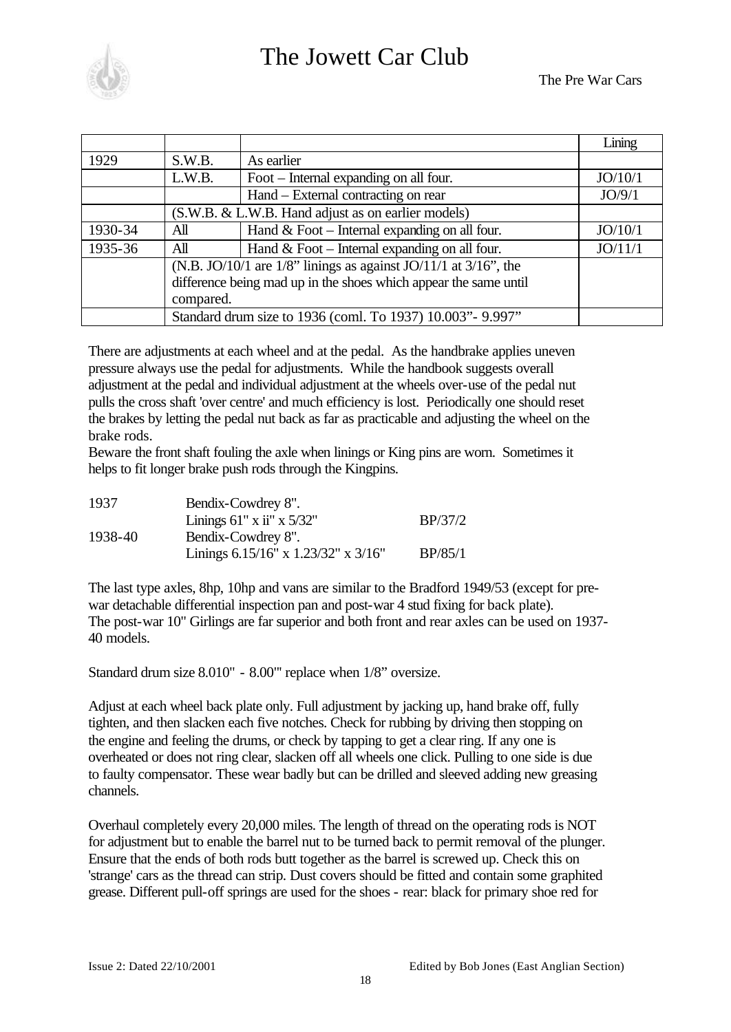| | | | Lining |
|---|---|---|---|
| 1929 | S.W.B. | As earlier | |
| | L.W.B. | Foot – Internal expanding on all four. | JO/10/1 |
| | | Hand – External contracting on rear | JO/9/1 |
| | (S.W.B. & L.W.B. Hand adjust as on earlier models) | | |
| 1930-34 | All | Hand & Foot – Internal expanding on all four. | JO/10/1 |
| 1935-36 | All | Hand & Foot – Internal expanding on all four. | JO/11/1 |
| | (N.B. JO/10/1 are 1/8" linings as against JO/11/1 at 3/16", the difference being mad up in the shoes which appear the same until compared. | | |
| | Standard drum size to 1936 (coml. To 1937) 10.003"- 9.997" | | |

There are adjustments at each wheel and at the pedal. As the handbrake applies uneven pressure always use the pedal for adjustments. While the handbook suggests overall adjustment at the pedal and individual adjustment at the wheels over-use of the pedal nut pulls the cross shaft 'over centre' and much efficiency is lost. Periodically one should reset the brakes by letting the pedal nut back as far as practicable and adjusting the wheel on the brake rods.

Beware the front shaft fouling the axle when linings or King pins are worn. Sometimes it helps to fit longer brake push rods through the Kingpins.

| | | |
|---|---|---|
| 1937 | Bendix-Cowdrey 8". | |
| | Linings 61" x ii" x 5/32" | BP/37/2 |
| 1938-40 | Bendix-Cowdrey 8". | |
| | Linings 6.15/16" x 1.23/32" x 3/16" | BP/85/1 |

The last type axles, 8hp, 10hp and vans are similar to the Bradford 1949/53 (except for pre-war detachable differential inspection pan and post-war 4 stud fixing for back plate). The post-war 10" Girlings are far superior and both front and rear axles can be used on 1937-40 models.

Standard drum size 8.010" - 8.00'" replace when 1/8" oversize.

Adjust at each wheel back plate only. Full adjustment by jacking up, hand brake off, fully tighten, and then slacken each five notches. Check for rubbing by driving then stopping on the engine and feeling the drums, or check by tapping to get a clear ring. If any one is overheated or does not ring clear, slacken off all wheels one click. Pulling to one side is due to faulty compensator. These wear badly but can be drilled and sleeved adding new greasing channels.

Overhaul completely every 20,000 miles. The length of thread on the operating rods is NOT for adjustment but to enable the barrel nut to be turned back to permit removal of the plunger. Ensure that the ends of both rods butt together as the barrel is screwed up. Check this on 'strange' cars as the thread can strip. Dust covers should be fitted and contain some graphited grease. Different pull-off springs are used for the shoes - rear: black for primary shoe red for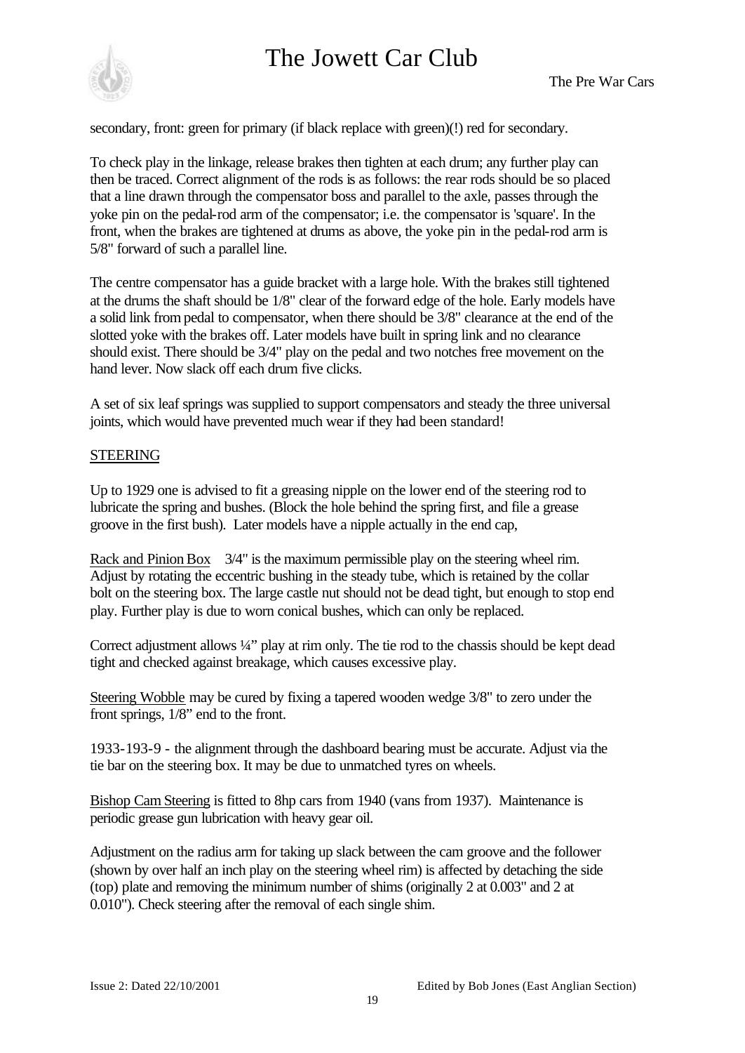secondary, front: green for primary (if black replace with green)(!) red for secondary.

To check play in the linkage, release brakes then tighten at each drum; any further play can then be traced. Correct alignment of the rods is as follows: the rear rods should be so placed that a line drawn through the compensator boss and parallel to the axle, passes through the yoke pin on the pedal-rod arm of the compensator; i.e. the compensator is 'square'. In the front, when the brakes are tightened at drums as above, the yoke pin in the pedal-rod arm is 5/8" forward of such a parallel line.

The centre compensator has a guide bracket with a large hole. With the brakes still tightened at the drums the shaft should be 1/8" clear of the forward edge of the hole. Early models have a solid link from pedal to compensator, when there should be 3/8" clearance at the end of the slotted yoke with the brakes off. Later models have built in spring link and no clearance should exist. There should be 3/4" play on the pedal and two notches free movement on the hand lever. Now slack off each drum five clicks.

A set of six leaf springs was supplied to support compensators and steady the three universal joints, which would have prevented much wear if they had been standard!

## STEERING

Up to 1929 one is advised to fit a greasing nipple on the lower end of the steering rod to lubricate the spring and bushes. (Block the hole behind the spring first, and file a grease groove in the first bush). Later models have a nipple actually in the end cap,

Rack and Pinion Box 3/4" is the maximum permissible play on the steering wheel rim. Adjust by rotating the eccentric bushing in the steady tube, which is retained by the collar bolt on the steering box. The large castle nut should not be dead tight, but enough to stop end play. Further play is due to worn conical bushes, which can only be replaced.

Correct adjustment allows ¼" play at rim only. The tie rod to the chassis should be kept dead tight and checked against breakage, which causes excessive play.

Steering Wobble may be cured by fixing a tapered wooden wedge 3/8" to zero under the front springs, 1/8" end to the front.

1933-193-9 - the alignment through the dashboard bearing must be accurate. Adjust via the tie bar on the steering box. It may be due to unmatched tyres on wheels.

Bishop Cam Steering is fitted to 8hp cars from 1940 (vans from 1937). Maintenance is periodic grease gun lubrication with heavy gear oil.

Adjustment on the radius arm for taking up slack between the cam groove and the follower (shown by over half an inch play on the steering wheel rim) is affected by detaching the side (top) plate and removing the minimum number of shims (originally 2 at 0.003" and 2 at 0.010"). Check steering after the removal of each single shim.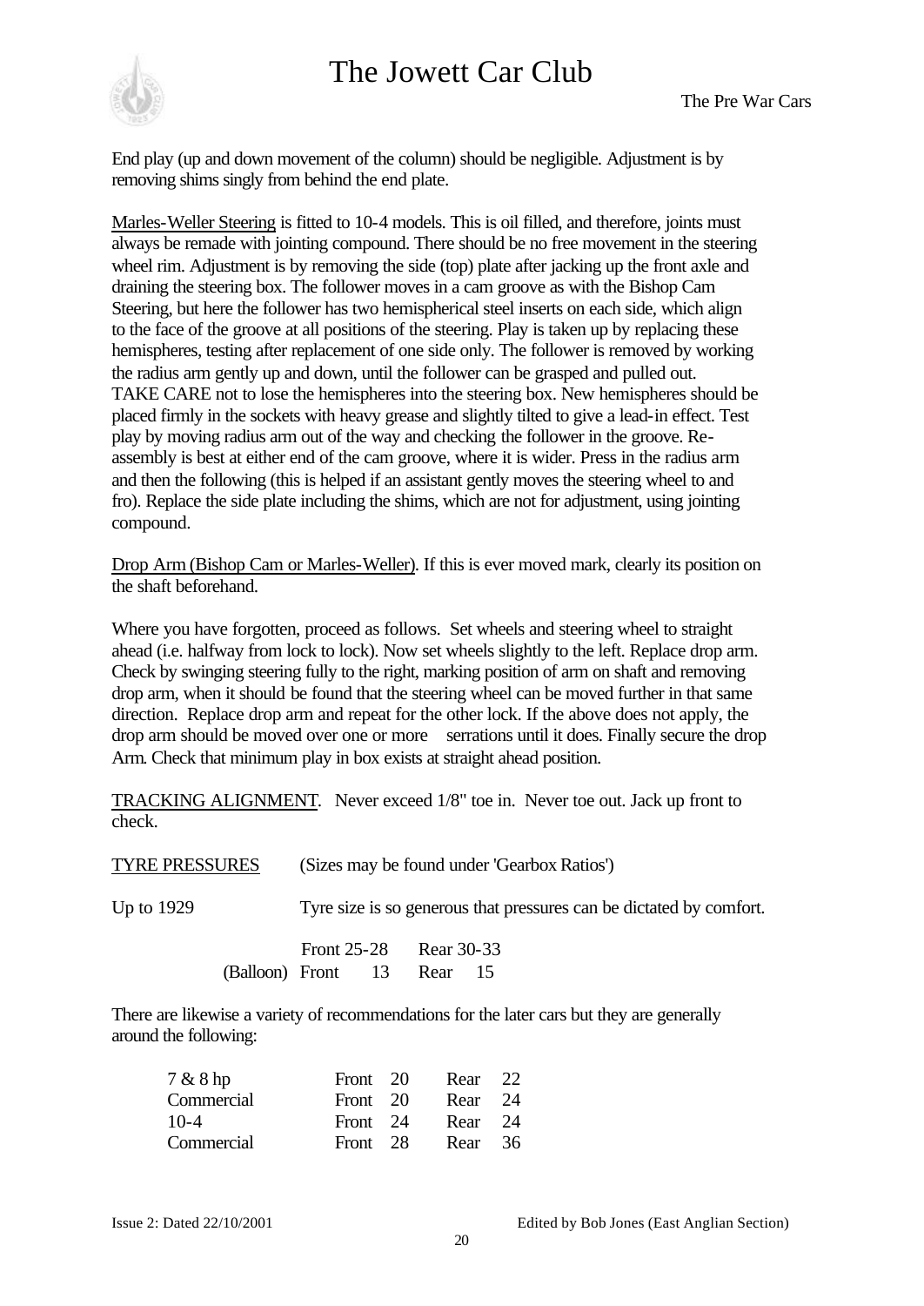End play (up and down movement of the column) should be negligible. Adjustment is by removing shims singly from behind the end plate.

Marles-Weller Steering is fitted to 10-4 models. This is oil filled, and therefore, joints must always be remade with jointing compound. There should be no free movement in the steering wheel rim. Adjustment is by removing the side (top) plate after jacking up the front axle and draining the steering box. The follower moves in a cam groove as with the Bishop Cam Steering, but here the follower has two hemispherical steel inserts on each side, which align to the face of the groove at all positions of the steering. Play is taken up by replacing these hemispheres, testing after replacement of one side only. The follower is removed by working the radius arm gently up and down, until the follower can be grasped and pulled out. TAKE CARE not to lose the hemispheres into the steering box. New hemispheres should be placed firmly in the sockets with heavy grease and slightly tilted to give a lead-in effect. Test play by moving radius arm out of the way and checking the follower in the groove. Re-assembly is best at either end of the cam groove, where it is wider. Press in the radius arm and then the following (this is helped if an assistant gently moves the steering wheel to and fro). Replace the side plate including the shims, which are not for adjustment, using jointing compound.

Drop Arm (Bishop Cam or Marles-Weller). If this is ever moved mark, clearly its position on the shaft beforehand.

Where you have forgotten, proceed as follows. Set wheels and steering wheel to straight ahead (i.e. halfway from lock to lock). Now set wheels slightly to the left. Replace drop arm. Check by swinging steering fully to the right, marking position of arm on shaft and removing drop arm, when it should be found that the steering wheel can be moved further in that same direction. Replace drop arm and repeat for the other lock. If the above does not apply, the drop arm should be moved over one or more serrations until it does. Finally secure the drop Arm. Check that minimum play in box exists at straight ahead position.

TRACKING ALIGNMENT. Never exceed 1/8" toe in. Never toe out. Jack up front to check.

TYRE PRESSURES (Sizes may be found under 'Gearbox Ratios')

Up to 1929 Tyre size is so generous that pressures can be dictated by comfort.

| | | |
|---|---|---|
| | Front 25-28 | Rear 30-33 |
| (Balloon) | Front 13 | Rear 15 |

There are likewise a variety of recommendations for the later cars but they are generally around the following:

| | | |
|---|---|---|
| 7 & 8 hp | Front 20 | Rear 22 |
| Commercial | Front 20 | Rear 24 |
| 10-4 | Front 24 | Rear 24 |
| Commercial | Front 28 | Rear 36 |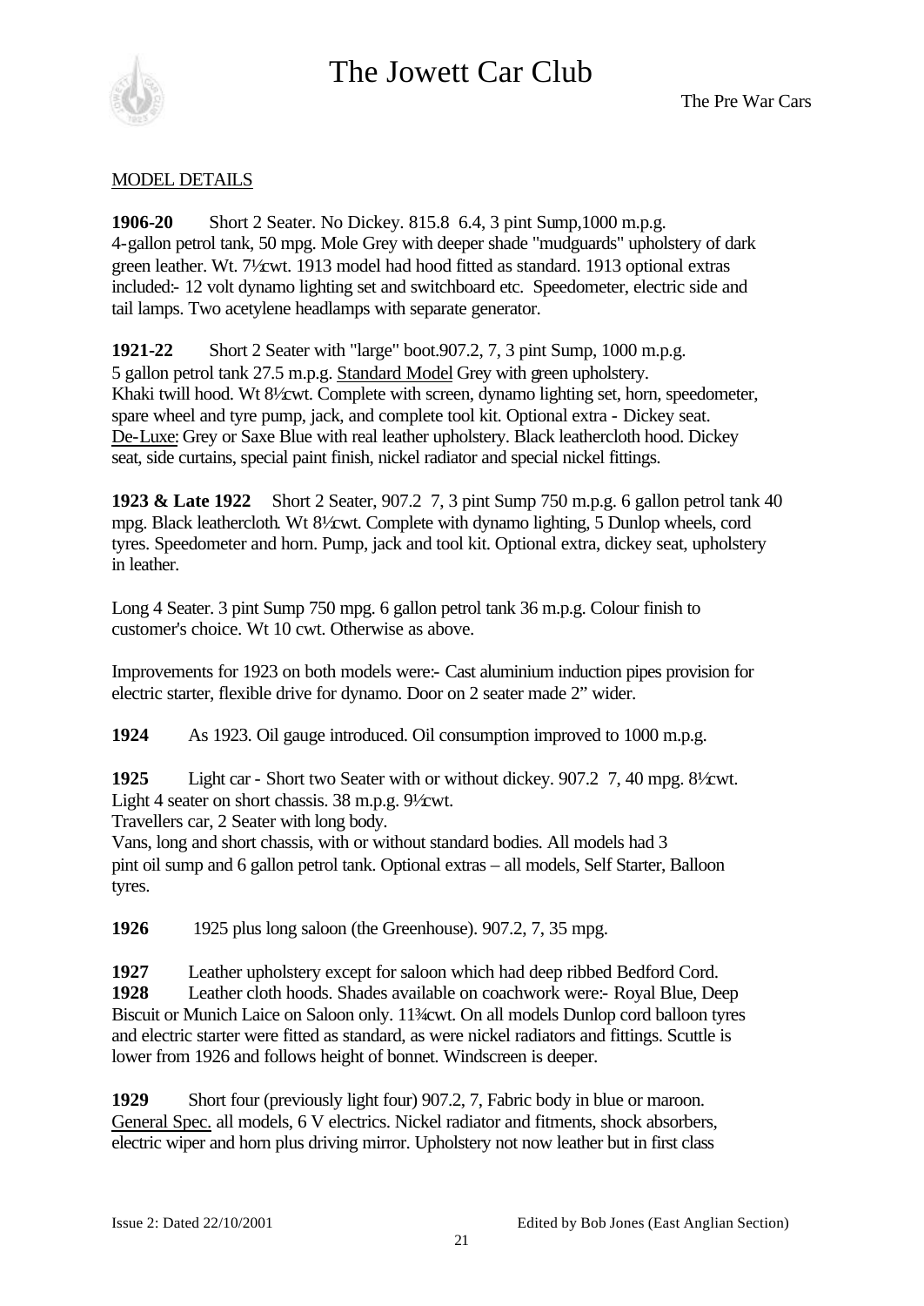MODEL DETAILS

**1906-20** Short 2 Seater. No Dickey. 815.8 6.4, 3 pint Sump,1000 m.p.g. 4-gallon petrol tank, 50 mpg. Mole Grey with deeper shade "mudguards" upholstery of dark green leather. Wt. 7½cwt. 1913 model had hood fitted as standard. 1913 optional extras included:- 12 volt dynamo lighting set and switchboard etc. Speedometer, electric side and tail lamps. Two acetylene headlamps with separate generator.

**1921-22** Short 2 Seater with "large" boot.907.2, 7, 3 pint Sump, 1000 m.p.g. 5 gallon petrol tank 27.5 m.p.g. Standard Model Grey with green upholstery. Khaki twill hood. Wt 8½cwt. Complete with screen, dynamo lighting set, horn, speedometer, spare wheel and tyre pump, jack, and complete tool kit. Optional extra - Dickey seat. De-Luxe: Grey or Saxe Blue with real leather upholstery. Black leathercloth hood. Dickey seat, side curtains, special paint finish, nickel radiator and special nickel fittings.

**1923 & Late 1922** Short 2 Seater, 907.2 7, 3 pint Sump 750 m.p.g. 6 gallon petrol tank 40 mpg. Black leathercloth. Wt 8½cwt. Complete with dynamo lighting, 5 Dunlop wheels, cord tyres. Speedometer and horn. Pump, jack and tool kit. Optional extra, dickey seat, upholstery in leather.

Long 4 Seater. 3 pint Sump 750 mpg. 6 gallon petrol tank 36 m.p.g. Colour finish to customer's choice. Wt 10 cwt. Otherwise as above.

Improvements for 1923 on both models were:- Cast aluminium induction pipes provision for electric starter, flexible drive for dynamo. Door on 2 seater made 2" wider.

**1924** As 1923. Oil gauge introduced. Oil consumption improved to 1000 m.p.g.

**1925** Light car - Short two Seater with or without dickey. 907.2 7, 40 mpg. 8½cwt. Light 4 seater on short chassis. 38 m.p.g. 9½cwt.
Travellers car, 2 Seater with long body.
Vans, long and short chassis, with or without standard bodies. All models had 3 pint oil sump and 6 gallon petrol tank. Optional extras – all models, Self Starter, Balloon tyres.

**1926** 1925 plus long saloon (the Greenhouse). 907.2, 7, 35 mpg.

**1927** Leather upholstery except for saloon which had deep ribbed Bedford Cord.
**1928** Leather cloth hoods. Shades available on coachwork were:- Royal Blue, Deep Biscuit or Munich Laice on Saloon only. 11¾cwt. On all models Dunlop cord balloon tyres and electric starter were fitted as standard, as were nickel radiators and fittings. Scuttle is lower from 1926 and follows height of bonnet. Windscreen is deeper.

**1929** Short four (previously light four) 907.2, 7, Fabric body in blue or maroon. General Spec. all models, 6 V electrics. Nickel radiator and fitments, shock absorbers, electric wiper and horn plus driving mirror. Upholstery not now leather but in first class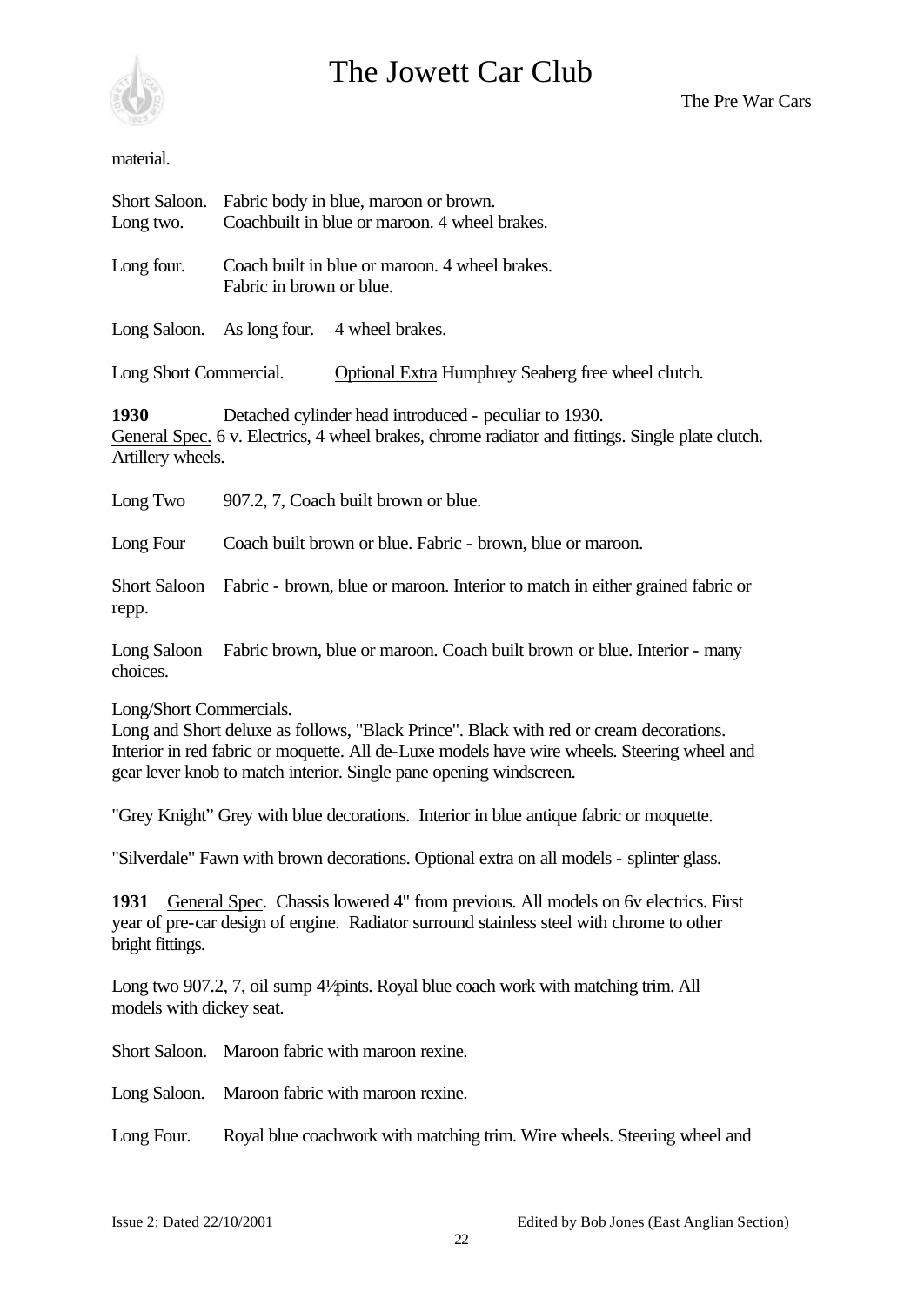material.

Short Saloon. Fabric body in blue, maroon or brown.
Long two. Coachbuilt in blue or maroon. 4 wheel brakes.

Long four. Coach built in blue or maroon. 4 wheel brakes.
Fabric in brown or blue.

Long Saloon. As long four. 4 wheel brakes.

Long Short Commercial. Optional Extra Humphrey Seaberg free wheel clutch.

**1930** Detached cylinder head introduced - peculiar to 1930.
General Spec. 6 v. Electrics, 4 wheel brakes, chrome radiator and fittings. Single plate clutch. Artillery wheels.

Long Two 907.2, 7, Coach built brown or blue.

Long Four Coach built brown or blue. Fabric - brown, blue or maroon.

Short Saloon Fabric - brown, blue or maroon. Interior to match in either grained fabric or repp.

Long Saloon Fabric brown, blue or maroon. Coach built brown or blue. Interior - many choices.

Long/Short Commercials.
Long and Short deluxe as follows, "Black Prince". Black with red or cream decorations. Interior in red fabric or moquette. All de-Luxe models have wire wheels. Steering wheel and gear lever knob to match interior. Single pane opening windscreen.

"Grey Knight" Grey with blue decorations. Interior in blue antique fabric or moquette.

"Silverdale" Fawn with brown decorations. Optional extra on all models - splinter glass.

**1931** General Spec. Chassis lowered 4" from previous. All models on 6v electrics. First year of pre-car design of engine. Radiator surround stainless steel with chrome to other bright fittings.

Long two 907.2, 7, oil sump 4½pints. Royal blue coach work with matching trim. All models with dickey seat.

Short Saloon. Maroon fabric with maroon rexine.

Long Saloon. Maroon fabric with maroon rexine.

Long Four. Royal blue coachwork with matching trim. Wire wheels. Steering wheel and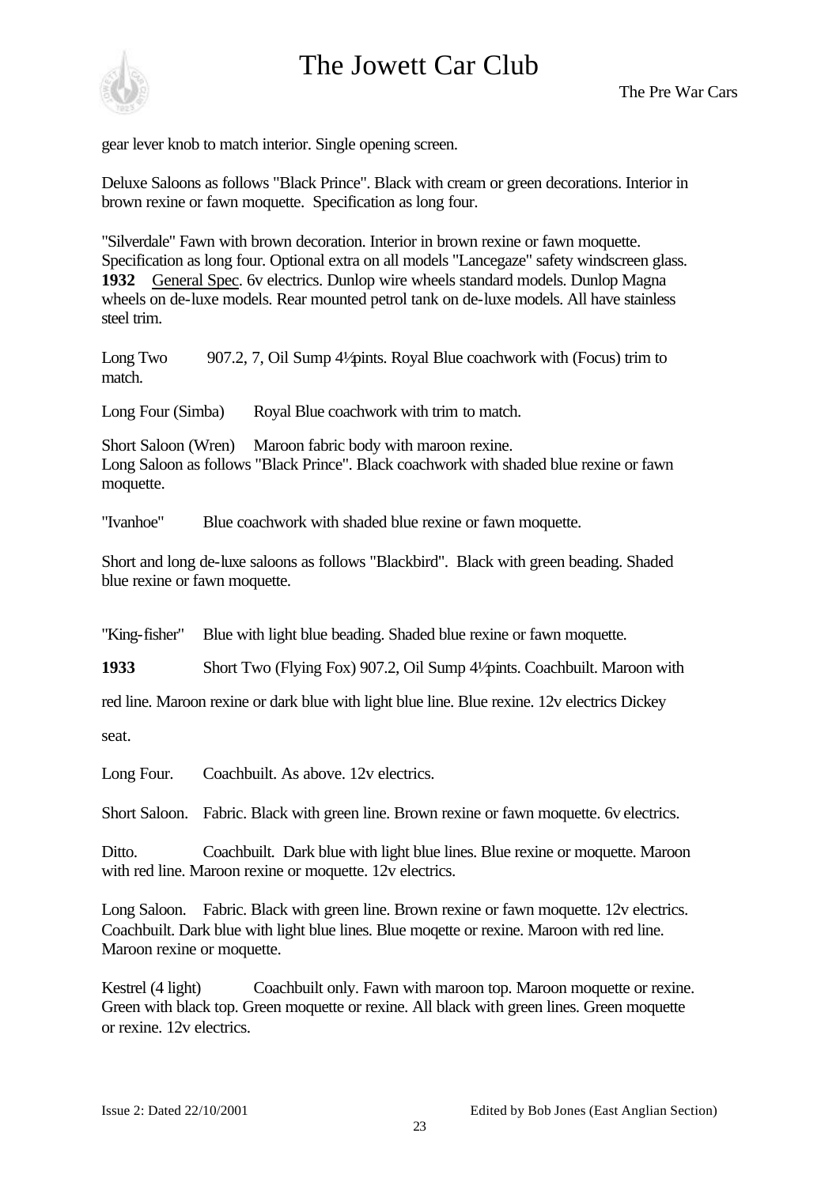gear lever knob to match interior. Single opening screen.

Deluxe Saloons as follows "Black Prince". Black with cream or green decorations. Interior in brown rexine or fawn moquette. Specification as long four.

"Silverdale" Fawn with brown decoration. Interior in brown rexine or fawn moquette. Specification as long four. Optional extra on all models "Lancegaze" safety windscreen glass.
**1932** General Spec. 6v electrics. Dunlop wire wheels standard models. Dunlop Magna wheels on de-luxe models. Rear mounted petrol tank on de-luxe models. All have stainless steel trim.

Long Two 907.2, 7, Oil Sump 4½pints. Royal Blue coachwork with (Focus) trim to match.

Long Four (Simba) Royal Blue coachwork with trim to match.

Short Saloon (Wren) Maroon fabric body with maroon rexine.
Long Saloon as follows "Black Prince". Black coachwork with shaded blue rexine or fawn moquette.

"Ivanhoe" Blue coachwork with shaded blue rexine or fawn moquette.

Short and long de-luxe saloons as follows "Blackbird". Black with green beading. Shaded blue rexine or fawn moquette.

"King-fisher" Blue with light blue beading. Shaded blue rexine or fawn moquette.

**1933** Short Two (Flying Fox) 907.2, Oil Sump 4½pints. Coachbuilt. Maroon with red line. Maroon rexine or dark blue with light blue line. Blue rexine. 12v electrics Dickey seat.

Long Four. Coachbuilt. As above. 12v electrics.

Short Saloon. Fabric. Black with green line. Brown rexine or fawn moquette. 6v electrics.

Ditto. Coachbuilt. Dark blue with light blue lines. Blue rexine or moquette. Maroon with red line. Maroon rexine or moquette. 12v electrics.

Long Saloon. Fabric. Black with green line. Brown rexine or fawn moquette. 12v electrics. Coachbuilt. Dark blue with light blue lines. Blue moqette or rexine. Maroon with red line. Maroon rexine or moquette.

Kestrel (4 light) Coachbuilt only. Fawn with maroon top. Maroon moquette or rexine. Green with black top. Green moquette or rexine. All black with green lines. Green moquette or rexine. 12v electrics.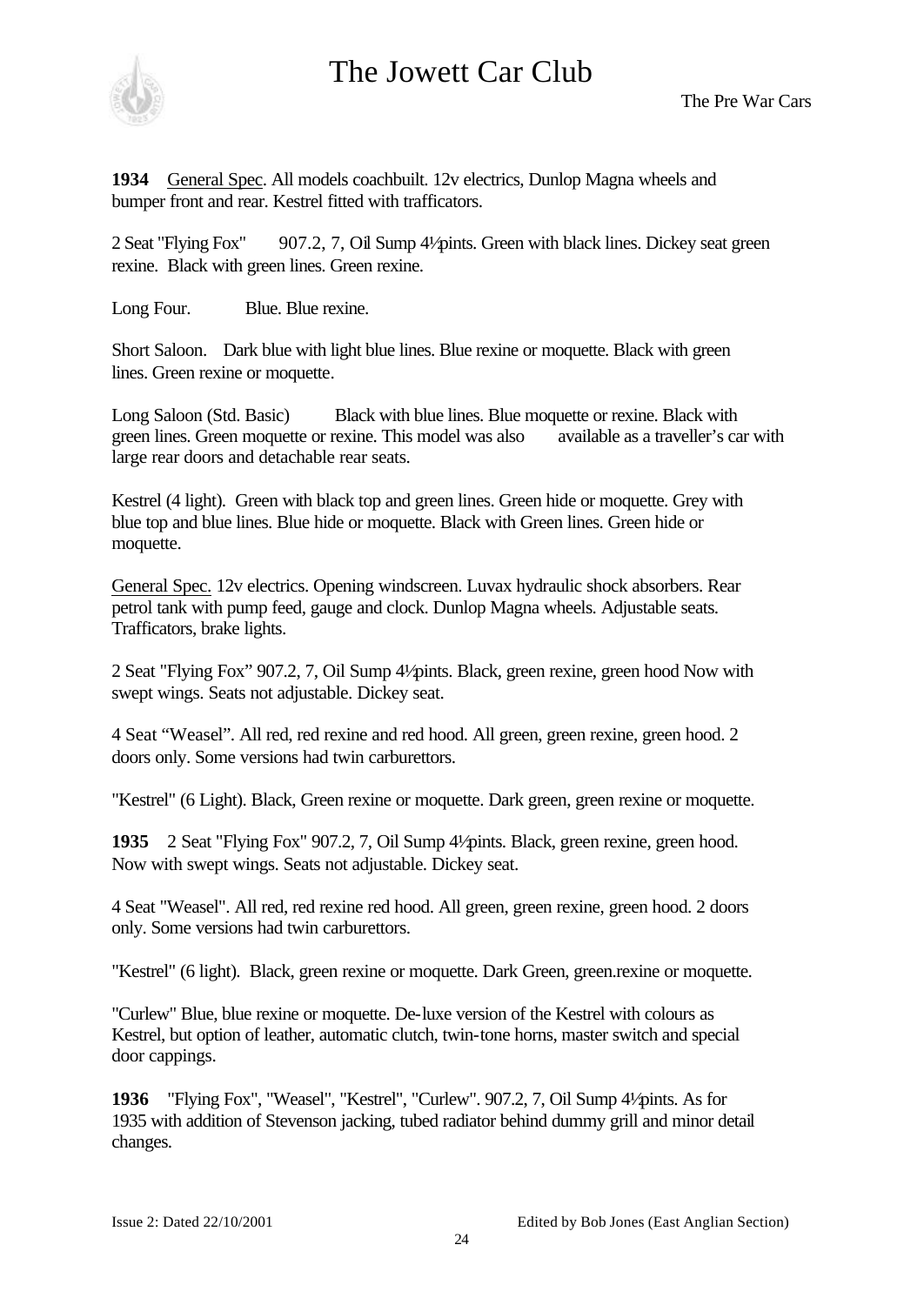**1934** General Spec. All models coachbuilt. 12v electrics, Dunlop Magna wheels and bumper front and rear. Kestrel fitted with trafficators.

2 Seat "Flying Fox" 907.2, 7, Oil Sump 4½pints. Green with black lines. Dickey seat green rexine. Black with green lines. Green rexine.

Long Four. Blue. Blue rexine.

Short Saloon. Dark blue with light blue lines. Blue rexine or moquette. Black with green lines. Green rexine or moquette.

Long Saloon (Std. Basic) Black with blue lines. Blue moquette or rexine. Black with green lines. Green moquette or rexine. This model was also available as a traveller's car with large rear doors and detachable rear seats.

Kestrel (4 light). Green with black top and green lines. Green hide or moquette. Grey with blue top and blue lines. Blue hide or moquette. Black with Green lines. Green hide or moquette.

General Spec. 12v electrics. Opening windscreen. Luvax hydraulic shock absorbers. Rear petrol tank with pump feed, gauge and clock. Dunlop Magna wheels. Adjustable seats. Trafficators, brake lights.

2 Seat "Flying Fox" 907.2, 7, Oil Sump 4½pints. Black, green rexine, green hood Now with swept wings. Seats not adjustable. Dickey seat.

4 Seat "Weasel". All red, red rexine and red hood. All green, green rexine, green hood. 2 doors only. Some versions had twin carburettors.

"Kestrel" (6 Light). Black, Green rexine or moquette. Dark green, green rexine or moquette.

**1935** 2 Seat "Flying Fox" 907.2, 7, Oil Sump 4½pints. Black, green rexine, green hood. Now with swept wings. Seats not adjustable. Dickey seat.

4 Seat "Weasel". All red, red rexine red hood. All green, green rexine, green hood. 2 doors only. Some versions had twin carburettors.

"Kestrel" (6 light). Black, green rexine or moquette. Dark Green, green.rexine or moquette.

"Curlew" Blue, blue rexine or moquette. De-luxe version of the Kestrel with colours as Kestrel, but option of leather, automatic clutch, twin-tone horns, master switch and special door cappings.

**1936** "Flying Fox", "Weasel", "Kestrel", "Curlew". 907.2, 7, Oil Sump 4½pints. As for 1935 with addition of Stevenson jacking, tubed radiator behind dummy grill and minor detail changes.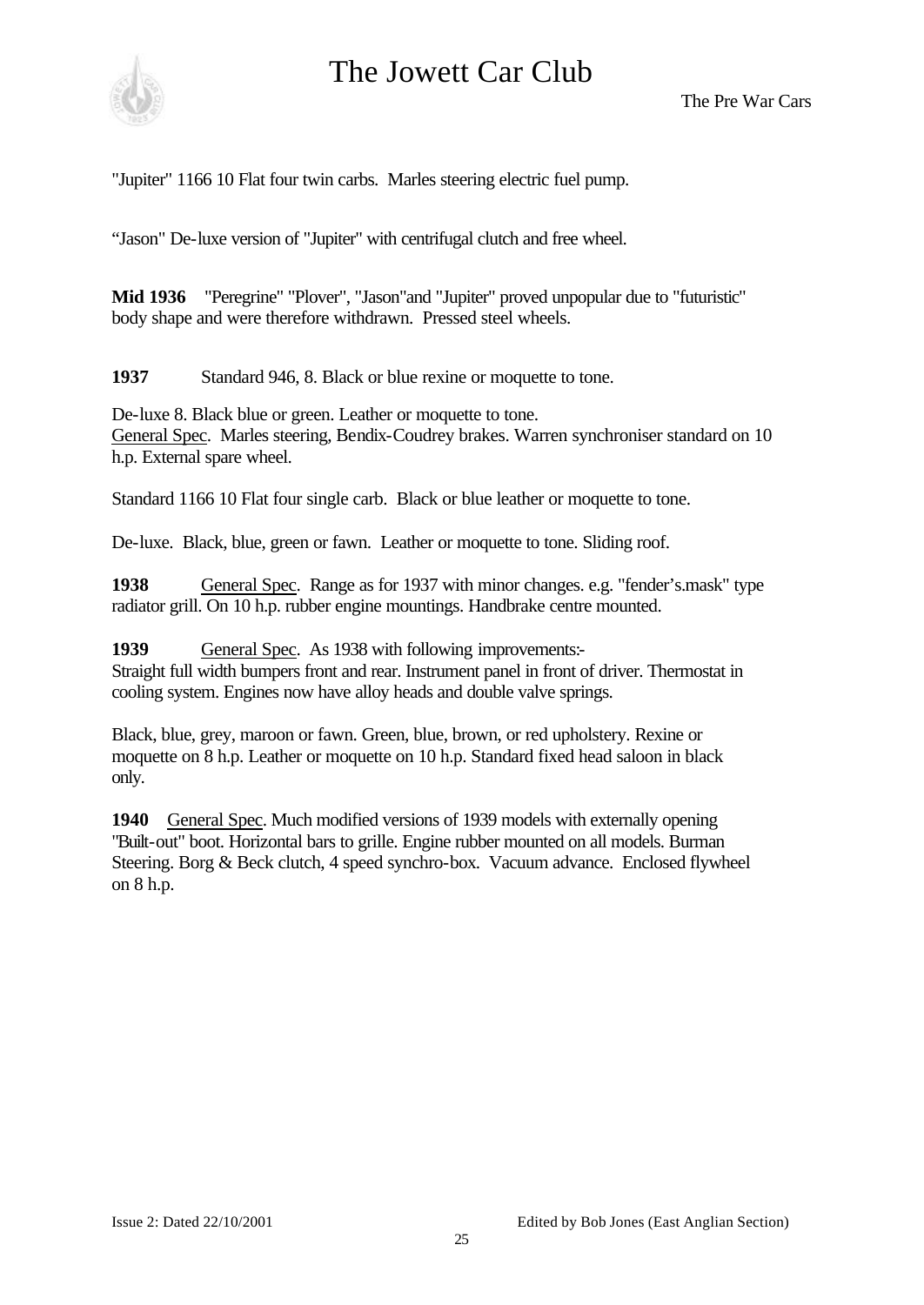"Jupiter" 1166 10 Flat four twin carbs. Marles steering electric fuel pump.

“Jason" De-luxe version of "Jupiter" with centrifugal clutch and free wheel.

**Mid 1936** "Peregrine" "Plover", "Jason"and "Jupiter" proved unpopular due to "futuristic" body shape and were therefore withdrawn. Pressed steel wheels.

**1937** Standard 946, 8. Black or blue rexine or moquette to tone.

De-luxe 8. Black blue or green. Leather or moquette to tone.
General Spec. Marles steering, Bendix-Coudrey brakes. Warren synchroniser standard on 10 h.p. External spare wheel.

Standard 1166 10 Flat four single carb. Black or blue leather or moquette to tone.

De-luxe. Black, blue, green or fawn. Leather or moquette to tone. Sliding roof.

**1938** General Spec. Range as for 1937 with minor changes. e.g. "fender’s.mask" type radiator grill. On 10 h.p. rubber engine mountings. Handbrake centre mounted.

**1939** General Spec. As 1938 with following improvements:-
Straight full width bumpers front and rear. Instrument panel in front of driver. Thermostat in cooling system. Engines now have alloy heads and double valve springs.

Black, blue, grey, maroon or fawn. Green, blue, brown, or red upholstery. Rexine or moquette on 8 h.p. Leather or moquette on 10 h.p. Standard fixed head saloon in black only.

**1940** General Spec. Much modified versions of 1939 models with externally opening "Built-out" boot. Horizontal bars to grille. Engine rubber mounted on all models. Burman Steering. Borg & Beck clutch, 4 speed synchro-box. Vacuum advance. Enclosed flywheel on 8 h.p.